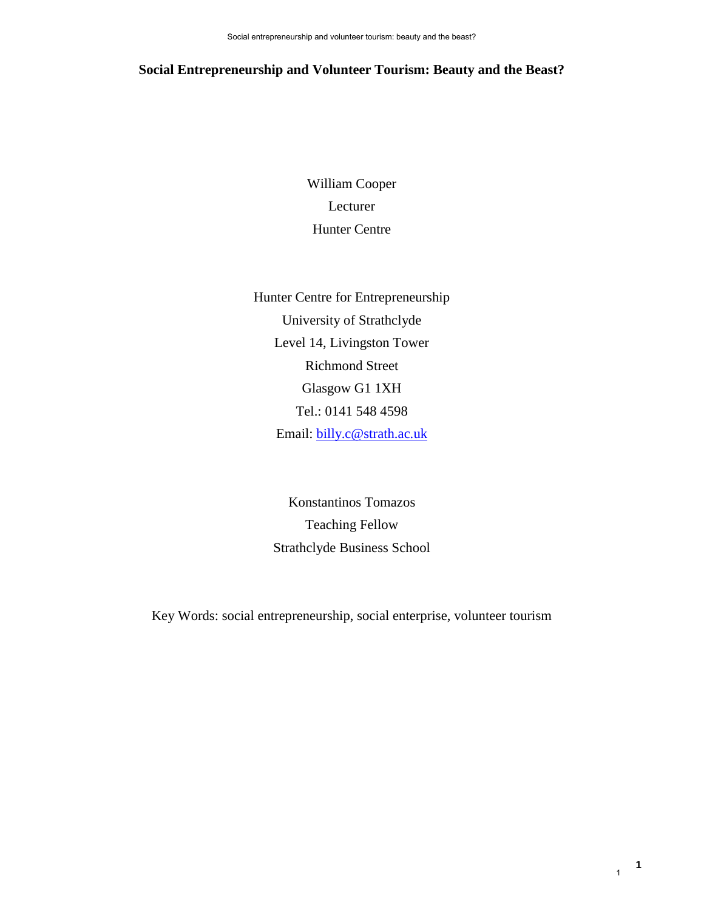# Social Entrepreneurship and Volunteer Tourism: Beauty and the Beast?

William Cooper

Lecturer

Hunter Centre

Hunter Centre for Entrepreneurship

University of Strathclyde

Level 14, Livingston Tower

Richmond Street

Glasgow G1 1XH

Tel.: 0141 548 4598

Email: billy.c@strath.ac.uk

Konstantinos Tomazos

Teaching Fellow

Strathclyde Business School

Key Words: social entrepreneurship, social enterprise, volunteer tourism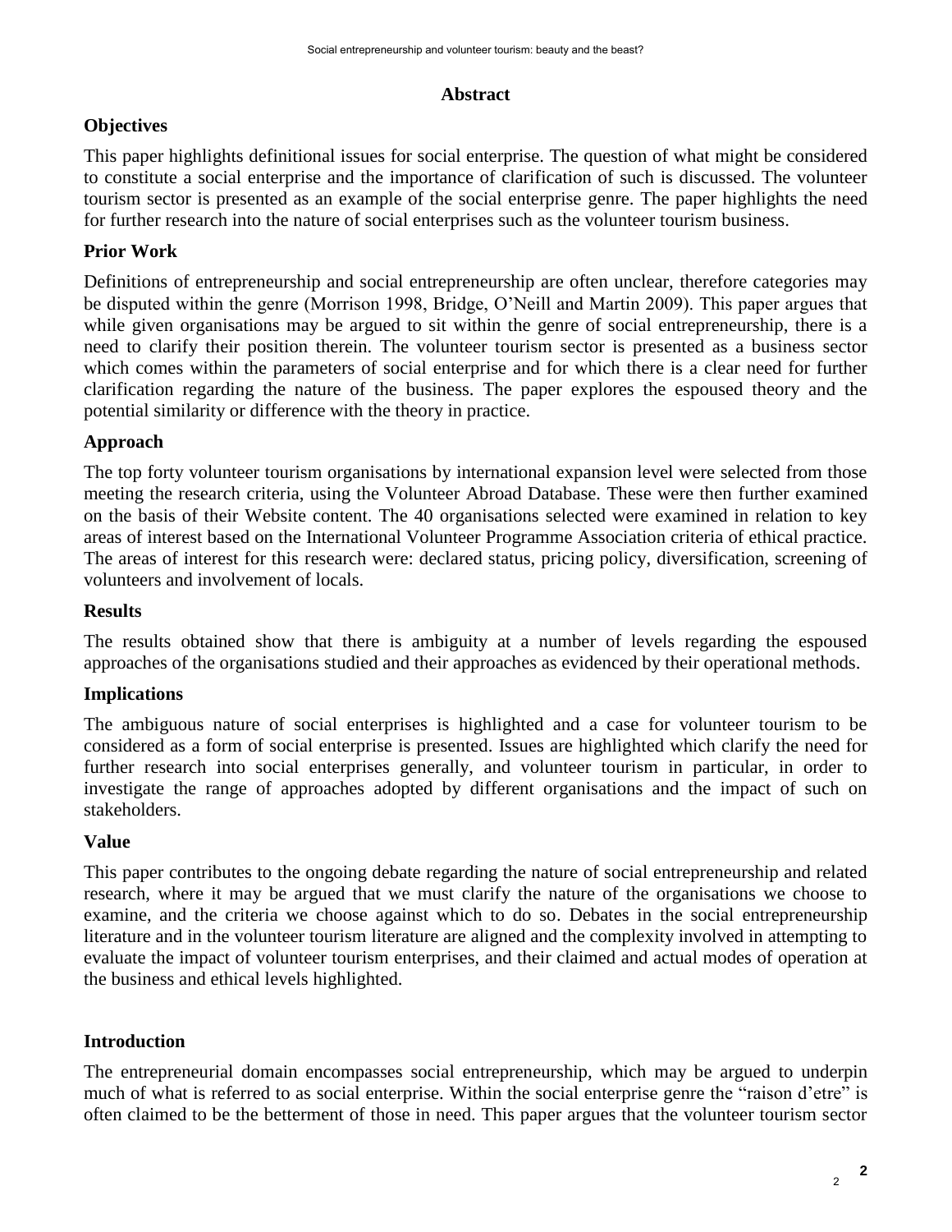## Abstract

### Objectives

This paper highlights definitional issues for social enterprise. The question of what might be considered to constitute a social enterprise and the importance of clarification of such is discussed. The volunteer tourism sector is presented as an example of the social enterprise genre. The paper highlights the need for further research into the nature of social enterprises such as the volunteer tourism business.

### Prior Work

Definitions of entrepreneurship and social entrepreneurship are often unclear, therefore categories may be disputed within the genre (Morrison 1998, Bridge, O'Neill and Martin 2009). This paper argues that while given organisations may be argued to sit within the genre of social entrepreneurship, there is a need to clarify their position therein. The volunteer tourism sector is presented as a business sector which comes within the parameters of social enterprise and for which there is a clear need for further clarification regarding the nature of the business. The paper explores the espoused theory and the potential similarity or difference with the theory in practice.

### Approach

The top forty volunteer tourism organisations by international expansion level were selected from those meeting the research criteria, using the Volunteer Abroad Database. These were then further examined on the basis of their Website content. The 40 organisations selected were examined in relation to key areas of interest based on the International Volunteer Programme Association criteria of ethical practice. The areas of interest for this research were: declared status, pricing policy, diversification, screening of volunteers and involvement of locals.

### Results

The results obtained show that there is ambiguity at a number of levels regarding the espoused approaches of the organisations studied and their approaches as evidenced by their operational methods.

### Implications

The ambiguous nature of social enterprises is highlighted and a case for volunteer tourism to be considered as a form of social enterprise is presented. Issues are highlighted which clarify the need for further research into social enterprises generally, and volunteer tourism in particular, in order to investigate the range of approaches adopted by different organisations and the impact of such on stakeholders.

### Value

This paper contributes to the ongoing debate regarding the nature of social entrepreneurship and related research, where it may be argued that we must clarify the nature of the organisations we choose to examine, and the criteria we choose against which to do so. Debates in the social entrepreneurship literature and in the volunteer tourism literature are aligned and the complexity involved in attempting to evaluate the impact of volunteer tourism enterprises, and their claimed and actual modes of operation at the business and ethical levels highlighted.

## Introduction

The entrepreneurial domain encompasses social entrepreneurship, which may be argued to underpin much of what is referred to as social enterprise. Within the social enterprise genre the "raison d'etre" is often claimed to be the betterment of those in need. This paper argues that the volunteer tourism sector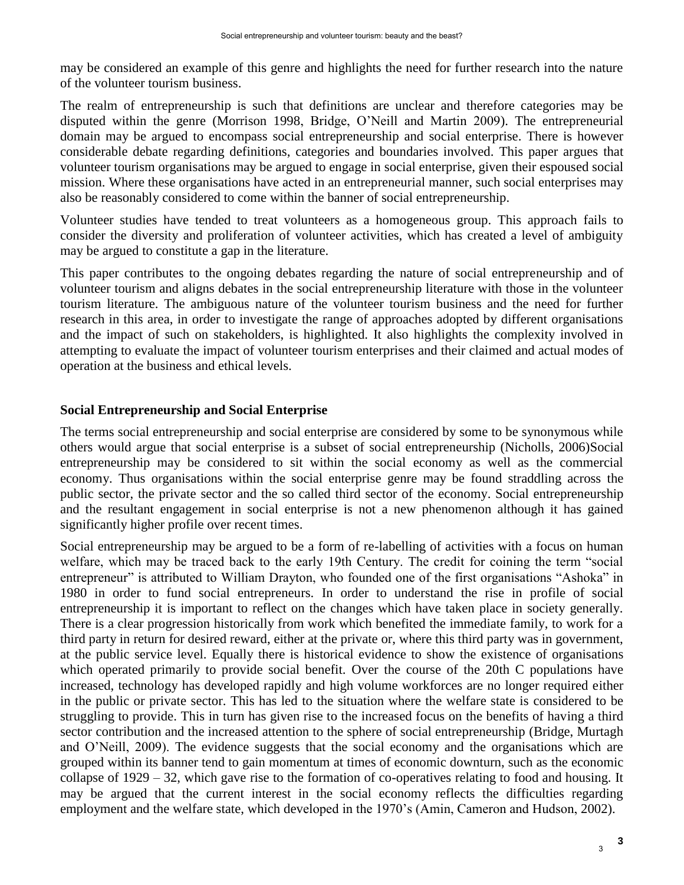may be considered an example of this genre and highlights the need for further research into the nature of the volunteer tourism business.

The realm of entrepreneurship is such that definitions are unclear and therefore categories may be disputed within the genre (Morrison 1998, Bridge, O'Neill and Martin 2009). The entrepreneurial domain may be argued to encompass social entrepreneurship and social enterprise. There is however considerable debate regarding definitions, categories and boundaries involved. This paper argues that volunteer tourism organisations may be argued to engage in social enterprise, given their espoused social mission. Where these organisations have acted in an entrepreneurial manner, such social enterprises may also be reasonably considered to come within the banner of social entrepreneurship.

Volunteer studies have tended to treat volunteers as a homogeneous group. This approach fails to consider the diversity and proliferation of volunteer activities, which has created a level of ambiguity may be argued to constitute a gap in the literature.

This paper contributes to the ongoing debates regarding the nature of social entrepreneurship and of volunteer tourism and aligns debates in the social entrepreneurship literature with those in the volunteer tourism literature. The ambiguous nature of the volunteer tourism business and the need for further research in this area, in order to investigate the range of approaches adopted by different organisations and the impact of such on stakeholders, is highlighted. It also highlights the complexity involved in attempting to evaluate the impact of volunteer tourism enterprises and their claimed and actual modes of operation at the business and ethical levels.

## Social Entrepreneurship and Social Enterprise

The terms social entrepreneurship and social enterprise are considered by some to be synonymous while others would argue that social enterprise is a subset of social entrepreneurship (Nicholls, 2006)Social entrepreneurship may be considered to sit within the social economy as well as the commercial economy. Thus organisations within the social enterprise genre may be found straddling across the public sector, the private sector and the so called third sector of the economy. Social entrepreneurship and the resultant engagement in social enterprise is not a new phenomenon although it has gained significantly higher profile over recent times.

Social entrepreneurship may be argued to be a form of re-labelling of activities with a focus on human welfare, which may be traced back to the early 19th Century. The credit for coining the term "social entrepreneur" is attributed to William Drayton, who founded one of the first organisations "Ashoka" in 1980 in order to fund social entrepreneurs. In order to understand the rise in profile of social entrepreneurship it is important to reflect on the changes which have taken place in society generally. There is a clear progression historically from work which benefited the immediate family, to work for a third party in return for desired reward, either at the private or, where this third party was in government, at the public service level. Equally there is historical evidence to show the existence of organisations which operated primarily to provide social benefit. Over the course of the 20th C populations have increased, technology has developed rapidly and high volume workforces are no longer required either in the public or private sector. This has led to the situation where the welfare state is considered to be struggling to provide. This in turn has given rise to the increased focus on the benefits of having a third sector contribution and the increased attention to the sphere of social entrepreneurship (Bridge, Murtagh and O'Neill, 2009). The evidence suggests that the social economy and the organisations which are grouped within its banner tend to gain momentum at times of economic downturn, such as the economic collapse of 1929 – 32, which gave rise to the formation of co-operatives relating to food and housing. It may be argued that the current interest in the social economy reflects the difficulties regarding employment and the welfare state, which developed in the 1970's (Amin, Cameron and Hudson, 2002).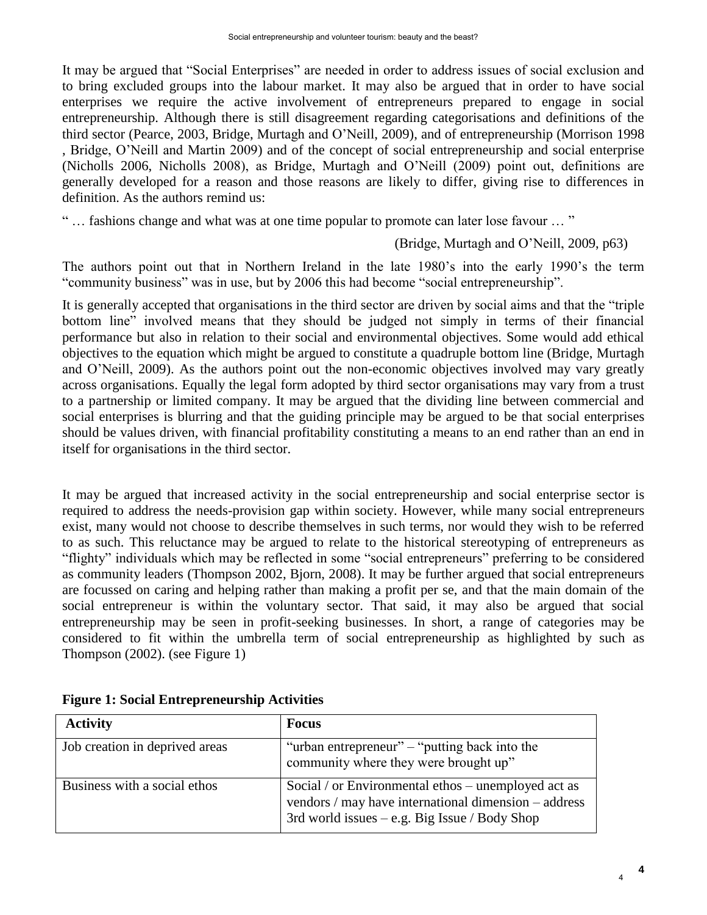It may be argued that "Social Enterprises" are needed in order to address issues of social exclusion and to bring excluded groups into the labour market. It may also be argued that in order to have social enterprises we require the active involvement of entrepreneurs prepared to engage in social entrepreneurship. Although there is still disagreement regarding categorisations and definitions of the third sector (Pearce, 2003, Bridge, Murtagh and O'Neill, 2009), and of entrepreneurship (Morrison 1998 , Bridge, O'Neill and Martin 2009) and of the concept of social entrepreneurship and social enterprise (Nicholls 2006, Nicholls 2008), as Bridge, Murtagh and O'Neill (2009) point out, definitions are generally developed for a reason and those reasons are likely to differ, giving rise to differences in definition. As the authors remind us:

" … fashions change and what was at one time popular to promote can later lose favour … "

(Bridge, Murtagh and O'Neill, 2009, p63)

The authors point out that in Northern Ireland in the late 1980's into the early 1990's the term "community business" was in use, but by 2006 this had become "social entrepreneurship".

It is generally accepted that organisations in the third sector are driven by social aims and that the "triple bottom line" involved means that they should be judged not simply in terms of their financial performance but also in relation to their social and environmental objectives. Some would add ethical objectives to the equation which might be argued to constitute a quadruple bottom line (Bridge, Murtagh and O'Neill, 2009). As the authors point out the non-economic objectives involved may vary greatly across organisations. Equally the legal form adopted by third sector organisations may vary from a trust to a partnership or limited company. It may be argued that the dividing line between commercial and social enterprises is blurring and that the guiding principle may be argued to be that social enterprises should be values driven, with financial profitability constituting a means to an end rather than an end in itself for organisations in the third sector.

It may be argued that increased activity in the social entrepreneurship and social enterprise sector is required to address the needs-provision gap within society. However, while many social entrepreneurs exist, many would not choose to describe themselves in such terms, nor would they wish to be referred to as such. This reluctance may be argued to relate to the historical stereotyping of entrepreneurs as "flighty" individuals which may be reflected in some "social entrepreneurs" preferring to be considered as community leaders (Thompson 2002, Bjorn, 2008). It may be further argued that social entrepreneurs are focussed on caring and helping rather than making a profit per se, and that the main domain of the social entrepreneur is within the voluntary sector. That said, it may also be argued that social entrepreneurship may be seen in profit-seeking businesses. In short, a range of categories may be considered to fit within the umbrella term of social entrepreneurship as highlighted by such as Thompson (2002). (see Figure 1)

**Figure 1: Social Entrepreneurship Activities**

| Activity | Focus |
|---|---|
| Job creation in deprived areas | "urban entrepreneur" – "putting back into the community where they were brought up" |
| Business with a social ethos | Social / or Environmental ethos – unemployed act as vendors / may have international dimension – address 3rd world issues – e.g. Big Issue / Body Shop |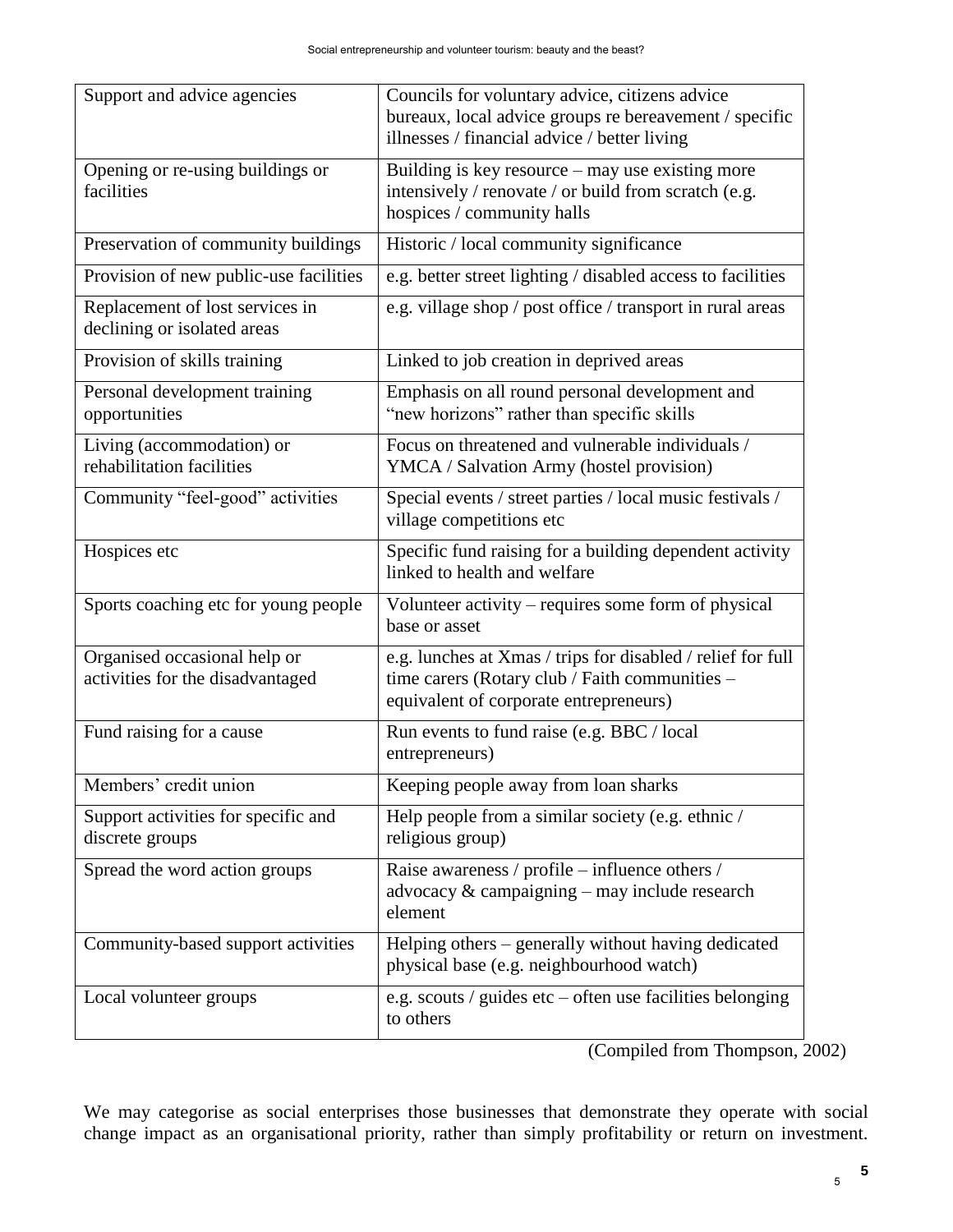| Support and advice agencies | Councils for voluntary advice, citizens advice bureaux, local advice groups re bereavement / specific illnesses / financial advice / better living |
|---|---|
| Opening or re-using buildings or facilities | Building is key resource – may use existing more intensively / renovate / or build from scratch (e.g. hospices / community halls |
| Preservation of community buildings | Historic / local community significance |
| Provision of new public-use facilities | e.g. better street lighting / disabled access to facilities |
| Replacement of lost services in declining or isolated areas | e.g. village shop / post office / transport in rural areas |
| Provision of skills training | Linked to job creation in deprived areas |
| Personal development training opportunities | Emphasis on all round personal development and "new horizons" rather than specific skills |
| Living (accommodation) or rehabilitation facilities | Focus on threatened and vulnerable individuals / YMCA / Salvation Army (hostel provision) |
| Community "feel-good" activities | Special events / street parties / local music festivals / village competitions etc |
| Hospices etc | Specific fund raising for a building dependent activity linked to health and welfare |
| Sports coaching etc for young people | Volunteer activity – requires some form of physical base or asset |
| Organised occasional help or activities for the disadvantaged | e.g. lunches at Xmas / trips for disabled / relief for full time carers (Rotary club / Faith communities – equivalent of corporate entrepreneurs) |
| Fund raising for a cause | Run events to fund raise (e.g. BBC / local entrepreneurs) |
| Members' credit union | Keeping people away from loan sharks |
| Support activities for specific and discrete groups | Help people from a similar society (e.g. ethnic / religious group) |
| Spread the word action groups | Raise awareness / profile – influence others / advocacy & campaigning – may include research element |
| Community-based support activities | Helping others – generally without having dedicated physical base (e.g. neighbourhood watch) |
| Local volunteer groups | e.g. scouts / guides etc – often use facilities belonging to others |

(Compiled from Thompson, 2002)

We may categorise as social enterprises those businesses that demonstrate they operate with social change impact as an organisational priority, rather than simply profitability or return on investment.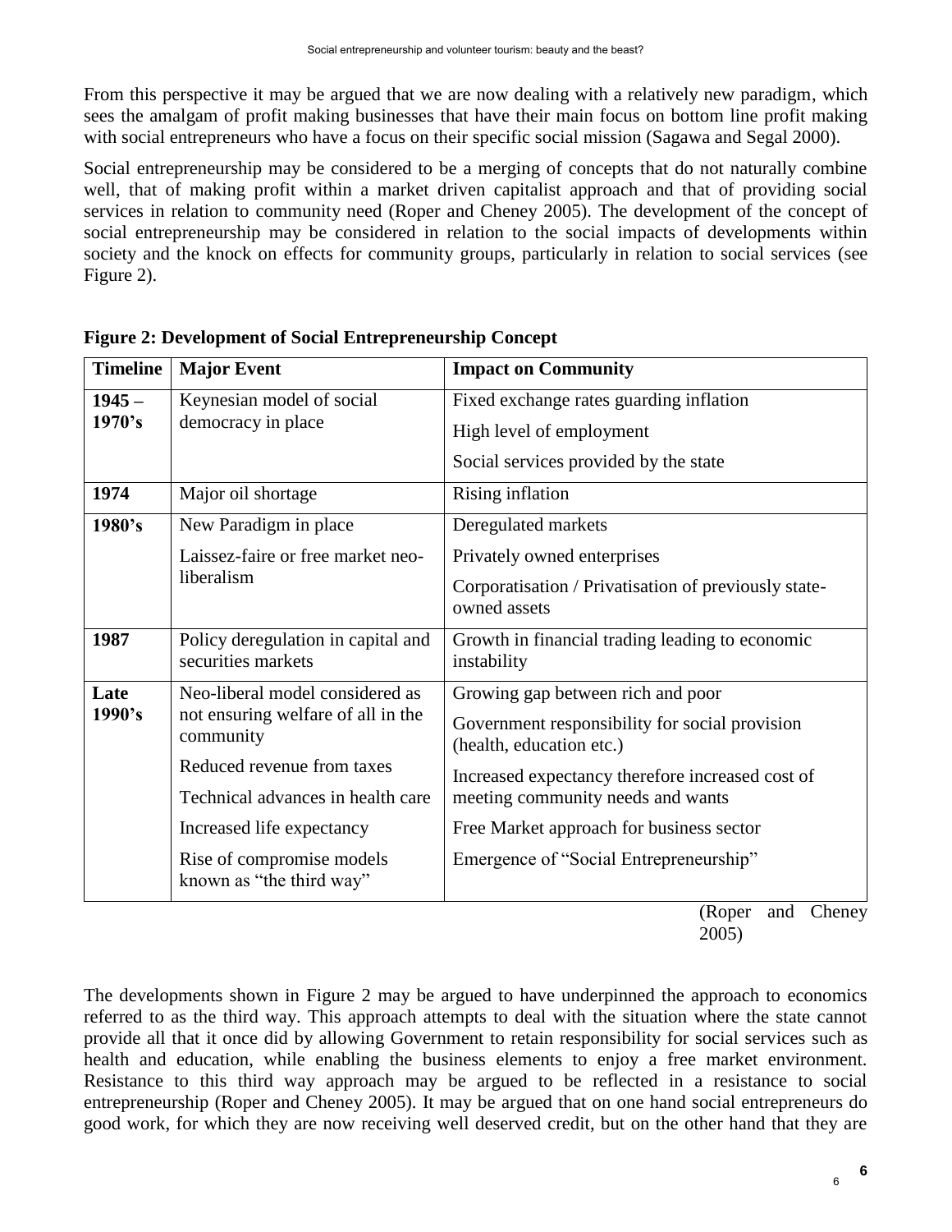From this perspective it may be argued that we are now dealing with a relatively new paradigm, which sees the amalgam of profit making businesses that have their main focus on bottom line profit making with social entrepreneurs who have a focus on their specific social mission (Sagawa and Segal 2000).

Social entrepreneurship may be considered to be a merging of concepts that do not naturally combine well, that of making profit within a market driven capitalist approach and that of providing social services in relation to community need (Roper and Cheney 2005). The development of the concept of social entrepreneurship may be considered in relation to the social impacts of developments within society and the knock on effects for community groups, particularly in relation to social services (see Figure 2).

**Figure 2: Development of Social Entrepreneurship Concept**

| Timeline | Major Event | Impact on Community |
|---|---|---|
| 1945 – 1970's | Keynesian model of social democracy in place | Fixed exchange rates guarding inflation<br>High level of employment<br>Social services provided by the state |
| 1974 | Major oil shortage | Rising inflation |
| 1980's | New Paradigm in place<br>Laissez-faire or free market neo-liberalism | Deregulated markets<br>Privately owned enterprises<br>Corporatisation / Privatisation of previously state-owned assets |
| 1987 | Policy deregulation in capital and securities markets | Growth in financial trading leading to economic instability |
| Late 1990's | Neo-liberal model considered as not ensuring welfare of all in the community<br>Reduced revenue from taxes<br>Technical advances in health care<br>Increased life expectancy<br>Rise of compromise models known as "the third way" | Growing gap between rich and poor<br>Government responsibility for social provision (health, education etc.)<br>Increased expectancy therefore increased cost of meeting community needs and wants<br>Free Market approach for business sector<br>Emergence of "Social Entrepreneurship" |

(Roper and Cheney 2005)

The developments shown in Figure 2 may be argued to have underpinned the approach to economics referred to as the third way. This approach attempts to deal with the situation where the state cannot provide all that it once did by allowing Government to retain responsibility for social services such as health and education, while enabling the business elements to enjoy a free market environment. Resistance to this third way approach may be argued to be reflected in a resistance to social entrepreneurship (Roper and Cheney 2005). It may be argued that on one hand social entrepreneurs do good work, for which they are now receiving well deserved credit, but on the other hand that they are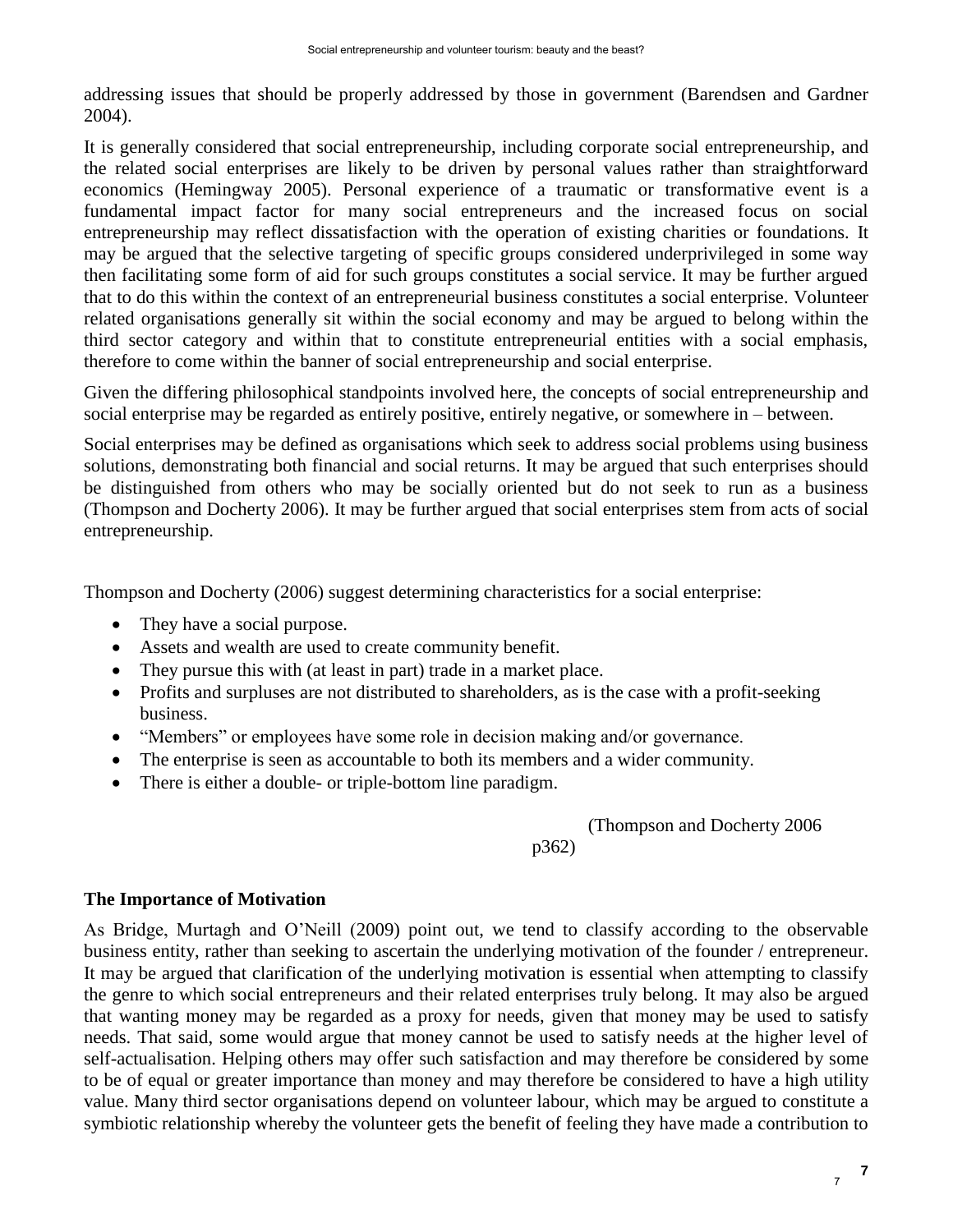addressing issues that should be properly addressed by those in government (Barendsen and Gardner 2004).

It is generally considered that social entrepreneurship, including corporate social entrepreneurship, and the related social enterprises are likely to be driven by personal values rather than straightforward economics (Hemingway 2005). Personal experience of a traumatic or transformative event is a fundamental impact factor for many social entrepreneurs and the increased focus on social entrepreneurship may reflect dissatisfaction with the operation of existing charities or foundations. It may be argued that the selective targeting of specific groups considered underprivileged in some way then facilitating some form of aid for such groups constitutes a social service. It may be further argued that to do this within the context of an entrepreneurial business constitutes a social enterprise. Volunteer related organisations generally sit within the social economy and may be argued to belong within the third sector category and within that to constitute entrepreneurial entities with a social emphasis, therefore to come within the banner of social entrepreneurship and social enterprise.

Given the differing philosophical standpoints involved here, the concepts of social entrepreneurship and social enterprise may be regarded as entirely positive, entirely negative, or somewhere in – between.

Social enterprises may be defined as organisations which seek to address social problems using business solutions, demonstrating both financial and social returns. It may be argued that such enterprises should be distinguished from others who may be socially oriented but do not seek to run as a business (Thompson and Docherty 2006). It may be further argued that social enterprises stem from acts of social entrepreneurship.

Thompson and Docherty (2006) suggest determining characteristics for a social enterprise:

- They have a social purpose.
- Assets and wealth are used to create community benefit.
- They pursue this with (at least in part) trade in a market place.
- Profits and surpluses are not distributed to shareholders, as is the case with a profit-seeking business.
- "Members" or employees have some role in decision making and/or governance.
- The enterprise is seen as accountable to both its members and a wider community.
- There is either a double- or triple-bottom line paradigm.

(Thompson and Docherty 2006 p362)

## The Importance of Motivation

As Bridge, Murtagh and O'Neill (2009) point out, we tend to classify according to the observable business entity, rather than seeking to ascertain the underlying motivation of the founder / entrepreneur. It may be argued that clarification of the underlying motivation is essential when attempting to classify the genre to which social entrepreneurs and their related enterprises truly belong. It may also be argued that wanting money may be regarded as a proxy for needs, given that money may be used to satisfy needs. That said, some would argue that money cannot be used to satisfy needs at the higher level of self-actualisation. Helping others may offer such satisfaction and may therefore be considered by some to be of equal or greater importance than money and may therefore be considered to have a high utility value. Many third sector organisations depend on volunteer labour, which may be argued to constitute a symbiotic relationship whereby the volunteer gets the benefit of feeling they have made a contribution to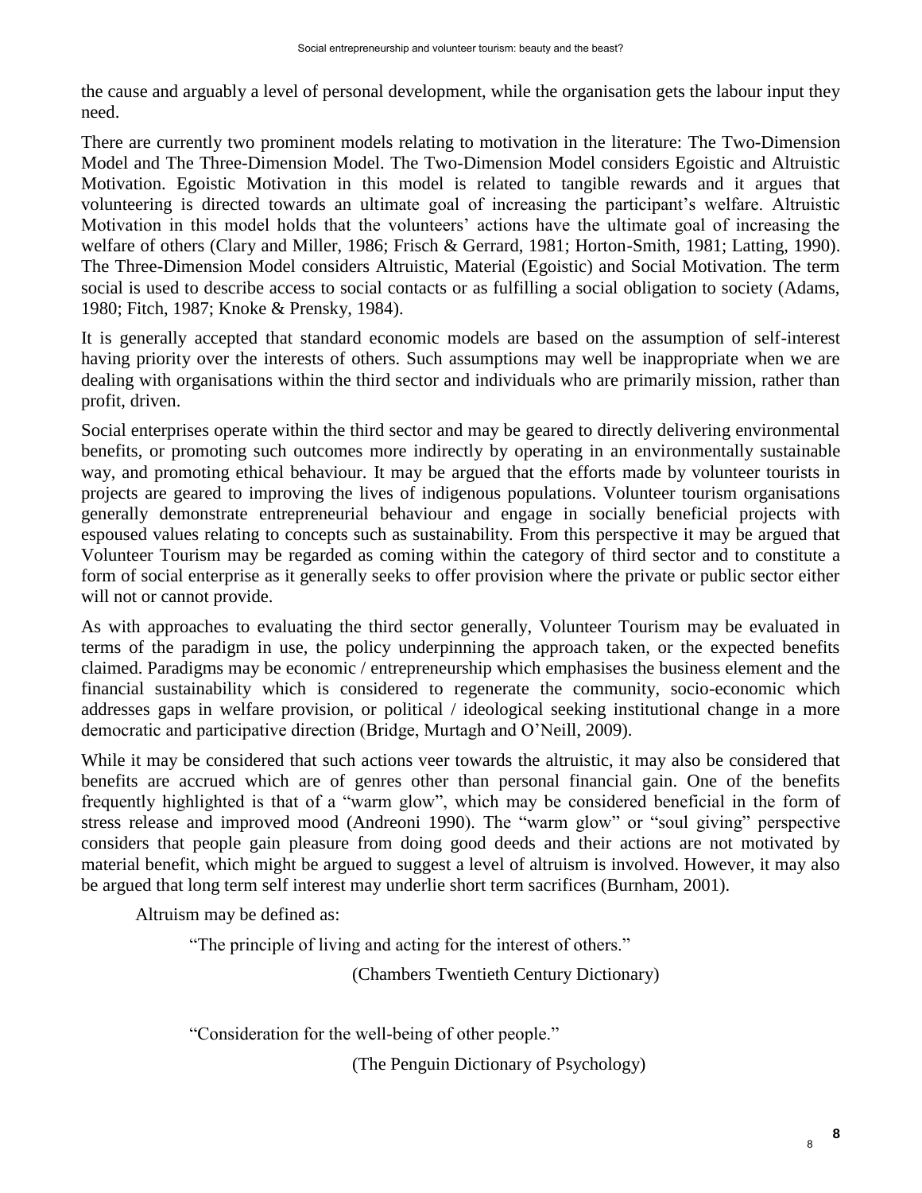the cause and arguably a level of personal development, while the organisation gets the labour input they need.

There are currently two prominent models relating to motivation in the literature: The Two-Dimension Model and The Three-Dimension Model. The Two-Dimension Model considers Egoistic and Altruistic Motivation. Egoistic Motivation in this model is related to tangible rewards and it argues that volunteering is directed towards an ultimate goal of increasing the participant's welfare. Altruistic Motivation in this model holds that the volunteers' actions have the ultimate goal of increasing the welfare of others (Clary and Miller, 1986; Frisch & Gerrard, 1981; Horton-Smith, 1981; Latting, 1990). The Three-Dimension Model considers Altruistic, Material (Egoistic) and Social Motivation. The term social is used to describe access to social contacts or as fulfilling a social obligation to society (Adams, 1980; Fitch, 1987; Knoke & Prensky, 1984).

It is generally accepted that standard economic models are based on the assumption of self-interest having priority over the interests of others. Such assumptions may well be inappropriate when we are dealing with organisations within the third sector and individuals who are primarily mission, rather than profit, driven.

Social enterprises operate within the third sector and may be geared to directly delivering environmental benefits, or promoting such outcomes more indirectly by operating in an environmentally sustainable way, and promoting ethical behaviour. It may be argued that the efforts made by volunteer tourists in projects are geared to improving the lives of indigenous populations. Volunteer tourism organisations generally demonstrate entrepreneurial behaviour and engage in socially beneficial projects with espoused values relating to concepts such as sustainability. From this perspective it may be argued that Volunteer Tourism may be regarded as coming within the category of third sector and to constitute a form of social enterprise as it generally seeks to offer provision where the private or public sector either will not or cannot provide.

As with approaches to evaluating the third sector generally, Volunteer Tourism may be evaluated in terms of the paradigm in use, the policy underpinning the approach taken, or the expected benefits claimed. Paradigms may be economic / entrepreneurship which emphasises the business element and the financial sustainability which is considered to regenerate the community, socio-economic which addresses gaps in welfare provision, or political / ideological seeking institutional change in a more democratic and participative direction (Bridge, Murtagh and O'Neill, 2009).

While it may be considered that such actions veer towards the altruistic, it may also be considered that benefits are accrued which are of genres other than personal financial gain. One of the benefits frequently highlighted is that of a "warm glow", which may be considered beneficial in the form of stress release and improved mood (Andreoni 1990). The "warm glow" or "soul giving" perspective considers that people gain pleasure from doing good deeds and their actions are not motivated by material benefit, which might be argued to suggest a level of altruism is involved. However, it may also be argued that long term self interest may underlie short term sacrifices (Burnham, 2001).

Altruism may be defined as:

> "The principle of living and acting for the interest of others."
>
> (Chambers Twentieth Century Dictionary)

> "Consideration for the well-being of other people."
>
> (The Penguin Dictionary of Psychology)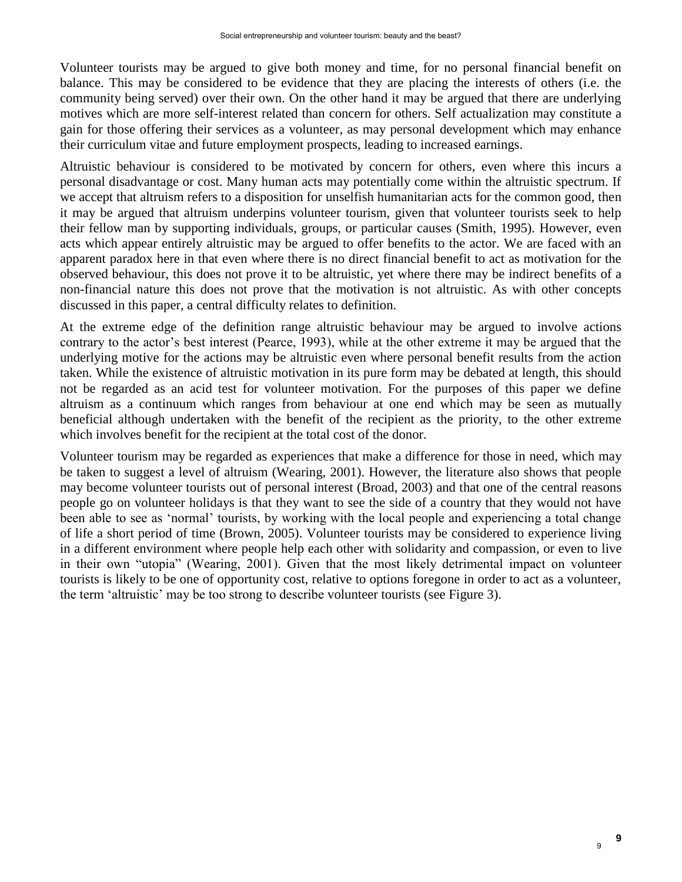Volunteer tourists may be argued to give both money and time, for no personal financial benefit on balance. This may be considered to be evidence that they are placing the interests of others (i.e. the community being served) over their own. On the other hand it may be argued that there are underlying motives which are more self-interest related than concern for others. Self actualization may constitute a gain for those offering their services as a volunteer, as may personal development which may enhance their curriculum vitae and future employment prospects, leading to increased earnings.

Altruistic behaviour is considered to be motivated by concern for others, even where this incurs a personal disadvantage or cost. Many human acts may potentially come within the altruistic spectrum. If we accept that altruism refers to a disposition for unselfish humanitarian acts for the common good, then it may be argued that altruism underpins volunteer tourism, given that volunteer tourists seek to help their fellow man by supporting individuals, groups, or particular causes (Smith, 1995). However, even acts which appear entirely altruistic may be argued to offer benefits to the actor. We are faced with an apparent paradox here in that even where there is no direct financial benefit to act as motivation for the observed behaviour, this does not prove it to be altruistic, yet where there may be indirect benefits of a non-financial nature this does not prove that the motivation is not altruistic. As with other concepts discussed in this paper, a central difficulty relates to definition.

At the extreme edge of the definition range altruistic behaviour may be argued to involve actions contrary to the actor's best interest (Pearce, 1993), while at the other extreme it may be argued that the underlying motive for the actions may be altruistic even where personal benefit results from the action taken. While the existence of altruistic motivation in its pure form may be debated at length, this should not be regarded as an acid test for volunteer motivation. For the purposes of this paper we define altruism as a continuum which ranges from behaviour at one end which may be seen as mutually beneficial although undertaken with the benefit of the recipient as the priority, to the other extreme which involves benefit for the recipient at the total cost of the donor.

Volunteer tourism may be regarded as experiences that make a difference for those in need, which may be taken to suggest a level of altruism (Wearing, 2001). However, the literature also shows that people may become volunteer tourists out of personal interest (Broad, 2003) and that one of the central reasons people go on volunteer holidays is that they want to see the side of a country that they would not have been able to see as 'normal' tourists, by working with the local people and experiencing a total change of life a short period of time (Brown, 2005). Volunteer tourists may be considered to experience living in a different environment where people help each other with solidarity and compassion, or even to live in their own "utopia" (Wearing, 2001). Given that the most likely detrimental impact on volunteer tourists is likely to be one of opportunity cost, relative to options foregone in order to act as a volunteer, the term 'altruistic' may be too strong to describe volunteer tourists (see Figure 3).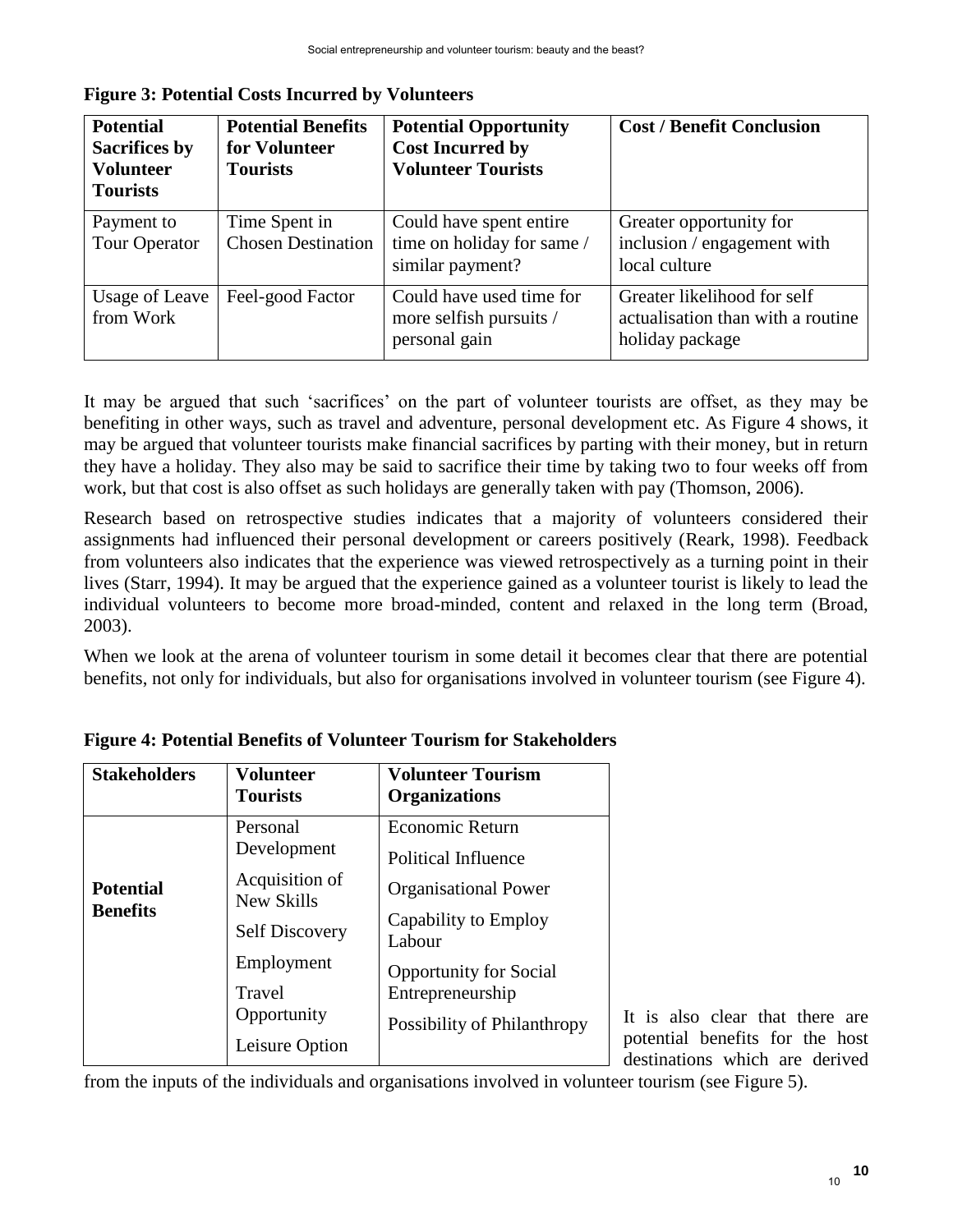**Figure 3: Potential Costs Incurred by Volunteers**

| Potential Sacrifices by Volunteer Tourists | Potential Benefits for Volunteer Tourists | Potential Opportunity Cost Incurred by Volunteer Tourists | Cost / Benefit Conclusion |
|---|---|---|---|
| Payment to Tour Operator | Time Spent in Chosen Destination | Could have spent entire time on holiday for same / similar payment? | Greater opportunity for inclusion / engagement with local culture |
| Usage of Leave from Work | Feel-good Factor | Could have used time for more selfish pursuits / personal gain | Greater likelihood for self actualisation than with a routine holiday package |

It may be argued that such 'sacrifices' on the part of volunteer tourists are offset, as they may be benefiting in other ways, such as travel and adventure, personal development etc. As Figure 4 shows, it may be argued that volunteer tourists make financial sacrifices by parting with their money, but in return they have a holiday. They also may be said to sacrifice their time by taking two to four weeks off from work, but that cost is also offset as such holidays are generally taken with pay (Thomson, 2006).

Research based on retrospective studies indicates that a majority of volunteers considered their assignments had influenced their personal development or careers positively (Reark, 1998). Feedback from volunteers also indicates that the experience was viewed retrospectively as a turning point in their lives (Starr, 1994). It may be argued that the experience gained as a volunteer tourist is likely to lead the individual volunteers to become more broad-minded, content and relaxed in the long term (Broad, 2003).

When we look at the arena of volunteer tourism in some detail it becomes clear that there are potential benefits, not only for individuals, but also for organisations involved in volunteer tourism (see Figure 4).

**Figure 4: Potential Benefits of Volunteer Tourism for Stakeholders**

| Stakeholders | Volunteer Tourists | Volunteer Tourism Organizations |
|---|---|---|
| **Potential Benefits** | Personal Development<br>Acquisition of New Skills<br>Self Discovery<br>Employment<br>Travel Opportunity<br>Leisure Option | Economic Return<br>Political Influence<br>Organisational Power<br>Capability to Employ Labour<br>Opportunity for Social Entrepreneurship<br>Possibility of Philanthropy |

It is also clear that there are potential benefits for the host destinations which are derived from the inputs of the individuals and organisations involved in volunteer tourism (see Figure 5).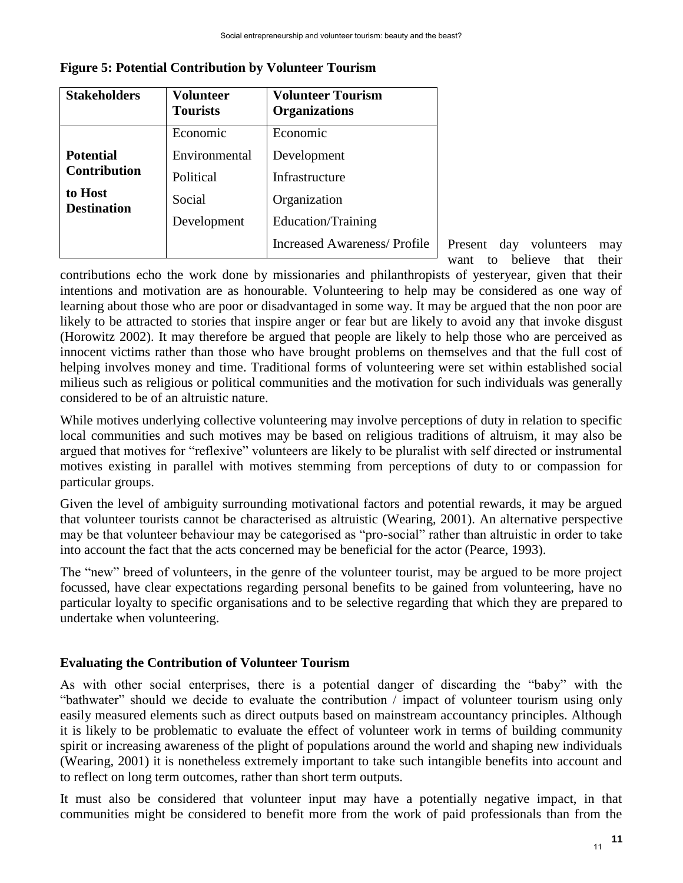**Figure 5: Potential Contribution by Volunteer Tourism**

| Stakeholders | Volunteer Tourists | Volunteer Tourism Organizations |
|---|---|---|
| **Potential Contribution to Host Destination** | Economic | Economic |
| | Environmental | Development |
| | Political | Infrastructure |
| | Social | Organization |
| | Development | Education/Training |
| | | Increased Awareness/ Profile |

Present day volunteers may want to believe that their contributions echo the work done by missionaries and philanthropists of yesteryear, given that their intentions and motivation are as honourable. Volunteering to help may be considered as one way of learning about those who are poor or disadvantaged in some way. It may be argued that the non poor are likely to be attracted to stories that inspire anger or fear but are likely to avoid any that invoke disgust (Horowitz 2002). It may therefore be argued that people are likely to help those who are perceived as innocent victims rather than those who have brought problems on themselves and that the full cost of helping involves money and time. Traditional forms of volunteering were set within established social milieus such as religious or political communities and the motivation for such individuals was generally considered to be of an altruistic nature.

While motives underlying collective volunteering may involve perceptions of duty in relation to specific local communities and such motives may be based on religious traditions of altruism, it may also be argued that motives for "reflexive" volunteers are likely to be pluralist with self directed or instrumental motives existing in parallel with motives stemming from perceptions of duty to or compassion for particular groups.

Given the level of ambiguity surrounding motivational factors and potential rewards, it may be argued that volunteer tourists cannot be characterised as altruistic (Wearing, 2001). An alternative perspective may be that volunteer behaviour may be categorised as "pro-social" rather than altruistic in order to take into account the fact that the acts concerned may be beneficial for the actor (Pearce, 1993).

The "new" breed of volunteers, in the genre of the volunteer tourist, may be argued to be more project focussed, have clear expectations regarding personal benefits to be gained from volunteering, have no particular loyalty to specific organisations and to be selective regarding that which they are prepared to undertake when volunteering.

## Evaluating the Contribution of Volunteer Tourism

As with other social enterprises, there is a potential danger of discarding the "baby" with the "bathwater" should we decide to evaluate the contribution / impact of volunteer tourism using only easily measured elements such as direct outputs based on mainstream accountancy principles. Although it is likely to be problematic to evaluate the effect of volunteer work in terms of building community spirit or increasing awareness of the plight of populations around the world and shaping new individuals (Wearing, 2001) it is nonetheless extremely important to take such intangible benefits into account and to reflect on long term outcomes, rather than short term outputs.

It must also be considered that volunteer input may have a potentially negative impact, in that communities might be considered to benefit more from the work of paid professionals than from the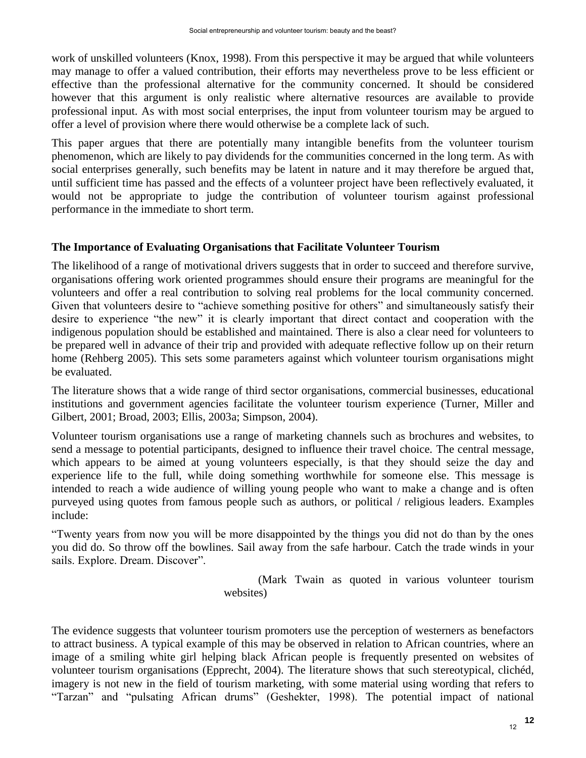work of unskilled volunteers (Knox, 1998). From this perspective it may be argued that while volunteers may manage to offer a valued contribution, their efforts may nevertheless prove to be less efficient or effective than the professional alternative for the community concerned. It should be considered however that this argument is only realistic where alternative resources are available to provide professional input. As with most social enterprises, the input from volunteer tourism may be argued to offer a level of provision where there would otherwise be a complete lack of such.

This paper argues that there are potentially many intangible benefits from the volunteer tourism phenomenon, which are likely to pay dividends for the communities concerned in the long term. As with social enterprises generally, such benefits may be latent in nature and it may therefore be argued that, until sufficient time has passed and the effects of a volunteer project have been reflectively evaluated, it would not be appropriate to judge the contribution of volunteer tourism against professional performance in the immediate to short term.

## The Importance of Evaluating Organisations that Facilitate Volunteer Tourism

The likelihood of a range of motivational drivers suggests that in order to succeed and therefore survive, organisations offering work oriented programmes should ensure their programs are meaningful for the volunteers and offer a real contribution to solving real problems for the local community concerned. Given that volunteers desire to "achieve something positive for others" and simultaneously satisfy their desire to experience "the new" it is clearly important that direct contact and cooperation with the indigenous population should be established and maintained. There is also a clear need for volunteers to be prepared well in advance of their trip and provided with adequate reflective follow up on their return home (Rehberg 2005). This sets some parameters against which volunteer tourism organisations might be evaluated.

The literature shows that a wide range of third sector organisations, commercial businesses, educational institutions and government agencies facilitate the volunteer tourism experience (Turner, Miller and Gilbert, 2001; Broad, 2003; Ellis, 2003a; Simpson, 2004).

Volunteer tourism organisations use a range of marketing channels such as brochures and websites, to send a message to potential participants, designed to influence their travel choice. The central message, which appears to be aimed at young volunteers especially, is that they should seize the day and experience life to the full, while doing something worthwhile for someone else. This message is intended to reach a wide audience of willing young people who want to make a change and is often purveyed using quotes from famous people such as authors, or political / religious leaders. Examples include:

"Twenty years from now you will be more disappointed by the things you did not do than by the ones you did do. So throw off the bowlines. Sail away from the safe harbour. Catch the trade winds in your sails. Explore. Dream. Discover".

(Mark Twain as quoted in various volunteer tourism websites)

The evidence suggests that volunteer tourism promoters use the perception of westerners as benefactors to attract business. A typical example of this may be observed in relation to African countries, where an image of a smiling white girl helping black African people is frequently presented on websites of volunteer tourism organisations (Epprecht, 2004). The literature shows that such stereotypical, clichéd, imagery is not new in the field of tourism marketing, with some material using wording that refers to "Tarzan" and "pulsating African drums" (Geshekter, 1998). The potential impact of national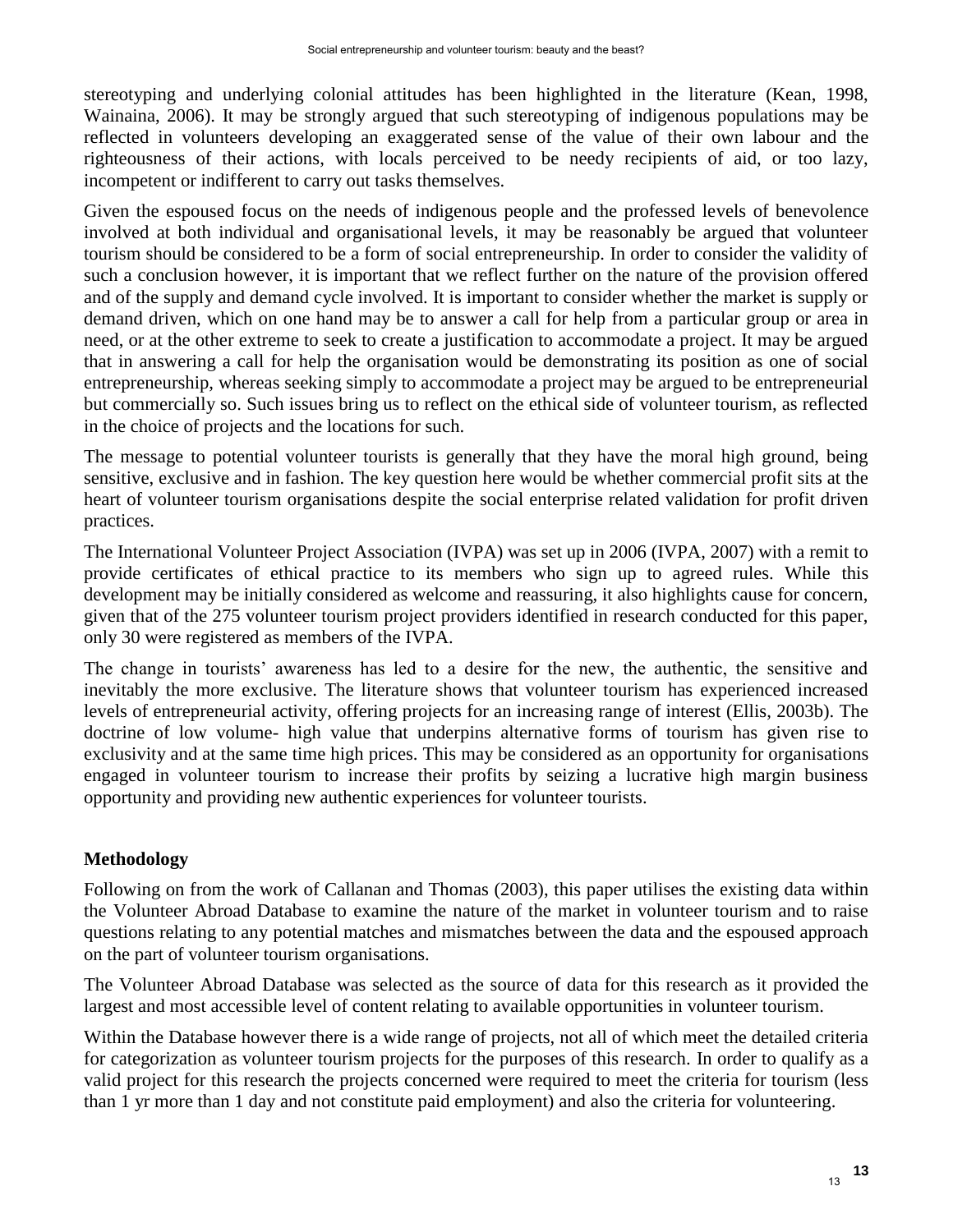stereotyping and underlying colonial attitudes has been highlighted in the literature (Kean, 1998, Wainaina, 2006). It may be strongly argued that such stereotyping of indigenous populations may be reflected in volunteers developing an exaggerated sense of the value of their own labour and the righteousness of their actions, with locals perceived to be needy recipients of aid, or too lazy, incompetent or indifferent to carry out tasks themselves.

Given the espoused focus on the needs of indigenous people and the professed levels of benevolence involved at both individual and organisational levels, it may be reasonably be argued that volunteer tourism should be considered to be a form of social entrepreneurship. In order to consider the validity of such a conclusion however, it is important that we reflect further on the nature of the provision offered and of the supply and demand cycle involved. It is important to consider whether the market is supply or demand driven, which on one hand may be to answer a call for help from a particular group or area in need, or at the other extreme to seek to create a justification to accommodate a project. It may be argued that in answering a call for help the organisation would be demonstrating its position as one of social entrepreneurship, whereas seeking simply to accommodate a project may be argued to be entrepreneurial but commercially so. Such issues bring us to reflect on the ethical side of volunteer tourism, as reflected in the choice of projects and the locations for such.

The message to potential volunteer tourists is generally that they have the moral high ground, being sensitive, exclusive and in fashion. The key question here would be whether commercial profit sits at the heart of volunteer tourism organisations despite the social enterprise related validation for profit driven practices.

The International Volunteer Project Association (IVPA) was set up in 2006 (IVPA, 2007) with a remit to provide certificates of ethical practice to its members who sign up to agreed rules. While this development may be initially considered as welcome and reassuring, it also highlights cause for concern, given that of the 275 volunteer tourism project providers identified in research conducted for this paper, only 30 were registered as members of the IVPA.

The change in tourists' awareness has led to a desire for the new, the authentic, the sensitive and inevitably the more exclusive. The literature shows that volunteer tourism has experienced increased levels of entrepreneurial activity, offering projects for an increasing range of interest (Ellis, 2003b). The doctrine of low volume- high value that underpins alternative forms of tourism has given rise to exclusivity and at the same time high prices. This may be considered as an opportunity for organisations engaged in volunteer tourism to increase their profits by seizing a lucrative high margin business opportunity and providing new authentic experiences for volunteer tourists.

## Methodology

Following on from the work of Callanan and Thomas (2003), this paper utilises the existing data within the Volunteer Abroad Database to examine the nature of the market in volunteer tourism and to raise questions relating to any potential matches and mismatches between the data and the espoused approach on the part of volunteer tourism organisations.

The Volunteer Abroad Database was selected as the source of data for this research as it provided the largest and most accessible level of content relating to available opportunities in volunteer tourism.

Within the Database however there is a wide range of projects, not all of which meet the detailed criteria for categorization as volunteer tourism projects for the purposes of this research. In order to qualify as a valid project for this research the projects concerned were required to meet the criteria for tourism (less than 1 yr more than 1 day and not constitute paid employment) and also the criteria for volunteering.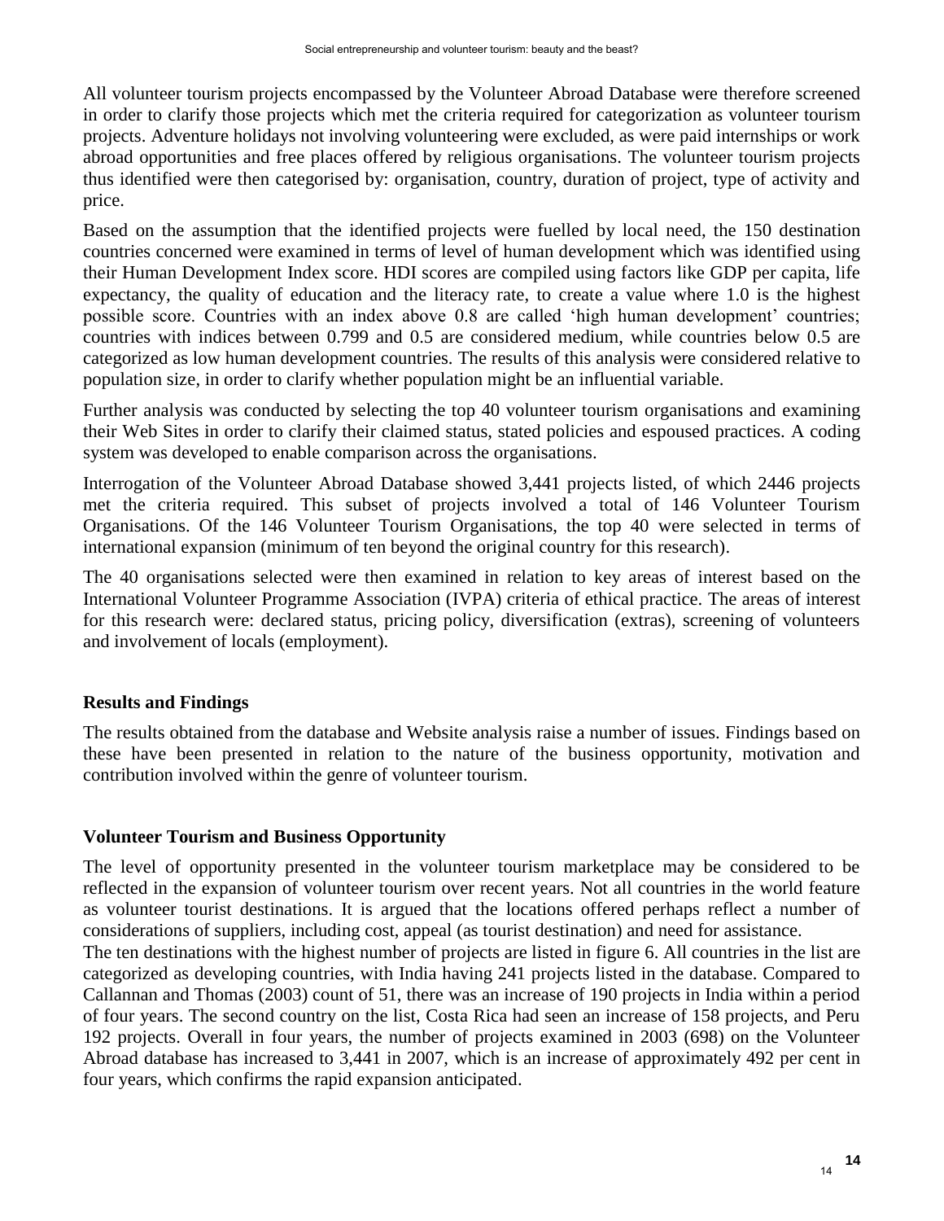All volunteer tourism projects encompassed by the Volunteer Abroad Database were therefore screened in order to clarify those projects which met the criteria required for categorization as volunteer tourism projects. Adventure holidays not involving volunteering were excluded, as were paid internships or work abroad opportunities and free places offered by religious organisations. The volunteer tourism projects thus identified were then categorised by: organisation, country, duration of project, type of activity and price.

Based on the assumption that the identified projects were fuelled by local need, the 150 destination countries concerned were examined in terms of level of human development which was identified using their Human Development Index score. HDI scores are compiled using factors like GDP per capita, life expectancy, the quality of education and the literacy rate, to create a value where 1.0 is the highest possible score. Countries with an index above 0.8 are called 'high human development' countries; countries with indices between 0.799 and 0.5 are considered medium, while countries below 0.5 are categorized as low human development countries. The results of this analysis were considered relative to population size, in order to clarify whether population might be an influential variable.

Further analysis was conducted by selecting the top 40 volunteer tourism organisations and examining their Web Sites in order to clarify their claimed status, stated policies and espoused practices. A coding system was developed to enable comparison across the organisations.

Interrogation of the Volunteer Abroad Database showed 3,441 projects listed, of which 2446 projects met the criteria required. This subset of projects involved a total of 146 Volunteer Tourism Organisations. Of the 146 Volunteer Tourism Organisations, the top 40 were selected in terms of international expansion (minimum of ten beyond the original country for this research).

The 40 organisations selected were then examined in relation to key areas of interest based on the International Volunteer Programme Association (IVPA) criteria of ethical practice. The areas of interest for this research were: declared status, pricing policy, diversification (extras), screening of volunteers and involvement of locals (employment).

## Results and Findings

The results obtained from the database and Website analysis raise a number of issues. Findings based on these have been presented in relation to the nature of the business opportunity, motivation and contribution involved within the genre of volunteer tourism.

## Volunteer Tourism and Business Opportunity

The level of opportunity presented in the volunteer tourism marketplace may be considered to be reflected in the expansion of volunteer tourism over recent years. Not all countries in the world feature as volunteer tourist destinations. It is argued that the locations offered perhaps reflect a number of considerations of suppliers, including cost, appeal (as tourist destination) and need for assistance.

The ten destinations with the highest number of projects are listed in figure 6. All countries in the list are categorized as developing countries, with India having 241 projects listed in the database. Compared to Callannan and Thomas (2003) count of 51, there was an increase of 190 projects in India within a period of four years. The second country on the list, Costa Rica had seen an increase of 158 projects, and Peru 192 projects. Overall in four years, the number of projects examined in 2003 (698) on the Volunteer Abroad database has increased to 3,441 in 2007, which is an increase of approximately 492 per cent in four years, which confirms the rapid expansion anticipated.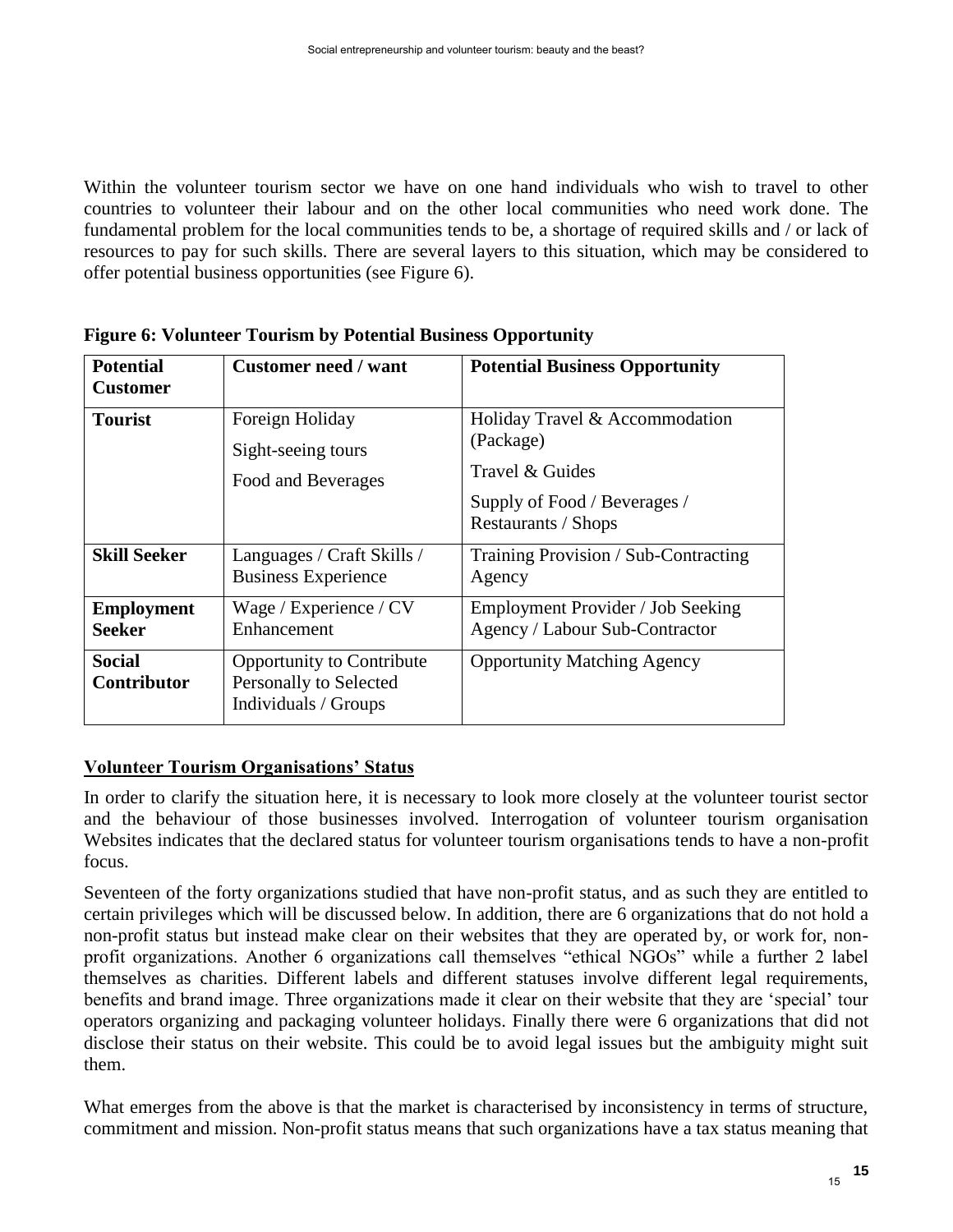Within the volunteer tourism sector we have on one hand individuals who wish to travel to other countries to volunteer their labour and on the other local communities who need work done. The fundamental problem for the local communities tends to be, a shortage of required skills and / or lack of resources to pay for such skills. There are several layers to this situation, which may be considered to offer potential business opportunities (see Figure 6).

**Figure 6: Volunteer Tourism by Potential Business Opportunity**

| Potential Customer | Customer need / want | Potential Business Opportunity |
|---|---|---|
| **Tourist** | Foreign Holiday<br>Sight-seeing tours<br>Food and Beverages | Holiday Travel & Accommodation (Package)<br>Travel & Guides<br>Supply of Food / Beverages / Restaurants / Shops |
| **Skill Seeker** | Languages / Craft Skills / Business Experience | Training Provision / Sub-Contracting Agency |
| **Employment Seeker** | Wage / Experience / CV Enhancement | Employment Provider / Job Seeking Agency / Labour Sub-Contractor |
| **Social Contributor** | Opportunity to Contribute Personally to Selected Individuals / Groups | Opportunity Matching Agency |

## Volunteer Tourism Organisations' Status

In order to clarify the situation here, it is necessary to look more closely at the volunteer tourist sector and the behaviour of those businesses involved. Interrogation of volunteer tourism organisation Websites indicates that the declared status for volunteer tourism organisations tends to have a non-profit focus.

Seventeen of the forty organizations studied that have non-profit status, and as such they are entitled to certain privileges which will be discussed below. In addition, there are 6 organizations that do not hold a non-profit status but instead make clear on their websites that they are operated by, or work for, non-profit organizations. Another 6 organizations call themselves "ethical NGOs" while a further 2 label themselves as charities. Different labels and different statuses involve different legal requirements, benefits and brand image. Three organizations made it clear on their website that they are 'special' tour operators organizing and packaging volunteer holidays. Finally there were 6 organizations that did not disclose their status on their website. This could be to avoid legal issues but the ambiguity might suit them.

What emerges from the above is that the market is characterised by inconsistency in terms of structure, commitment and mission. Non-profit status means that such organizations have a tax status meaning that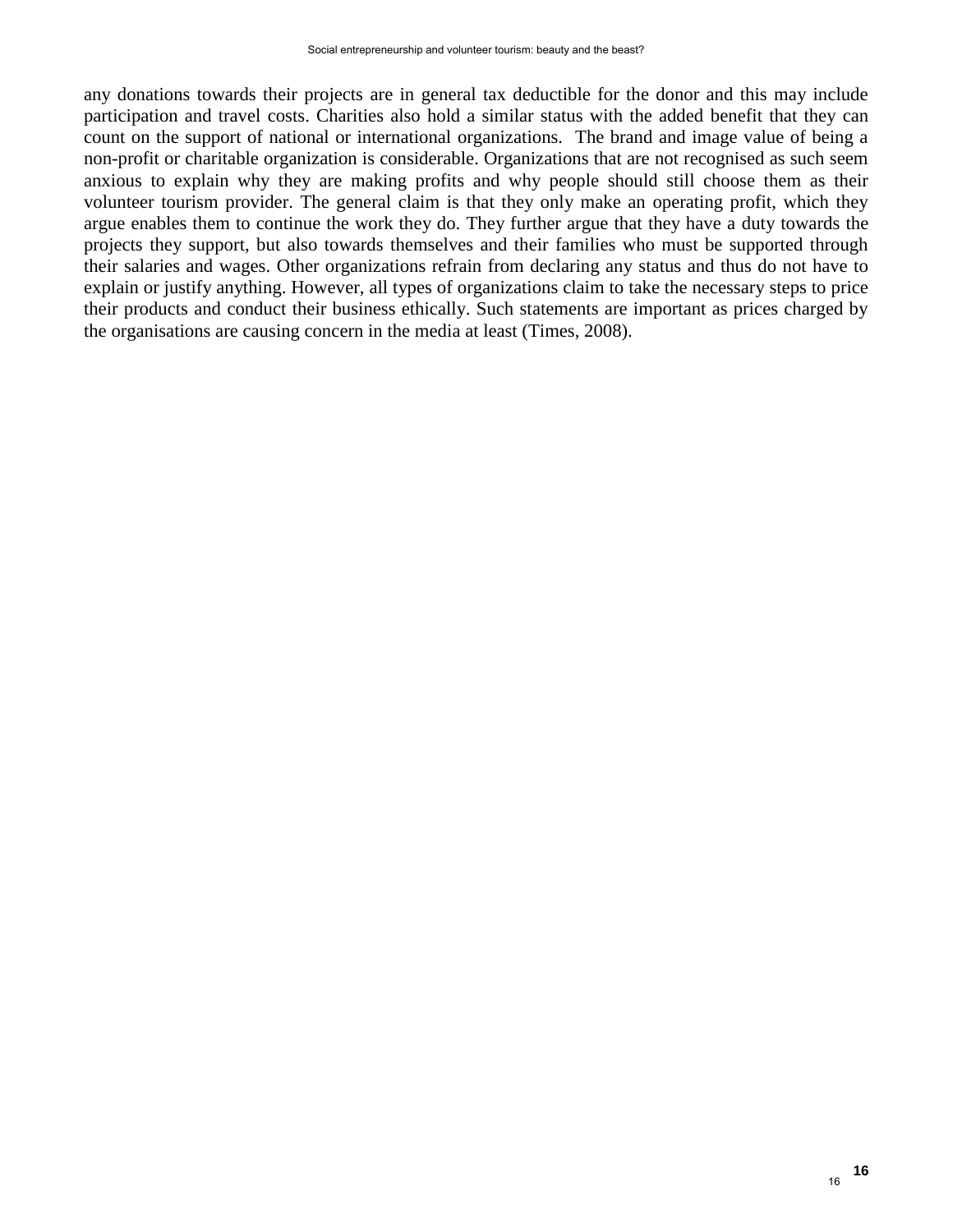any donations towards their projects are in general tax deductible for the donor and this may include participation and travel costs. Charities also hold a similar status with the added benefit that they can count on the support of national or international organizations. The brand and image value of being a non-profit or charitable organization is considerable. Organizations that are not recognised as such seem anxious to explain why they are making profits and why people should still choose them as their volunteer tourism provider. The general claim is that they only make an operating profit, which they argue enables them to continue the work they do. They further argue that they have a duty towards the projects they support, but also towards themselves and their families who must be supported through their salaries and wages. Other organizations refrain from declaring any status and thus do not have to explain or justify anything. However, all types of organizations claim to take the necessary steps to price their products and conduct their business ethically. Such statements are important as prices charged by the organisations are causing concern in the media at least (Times, 2008).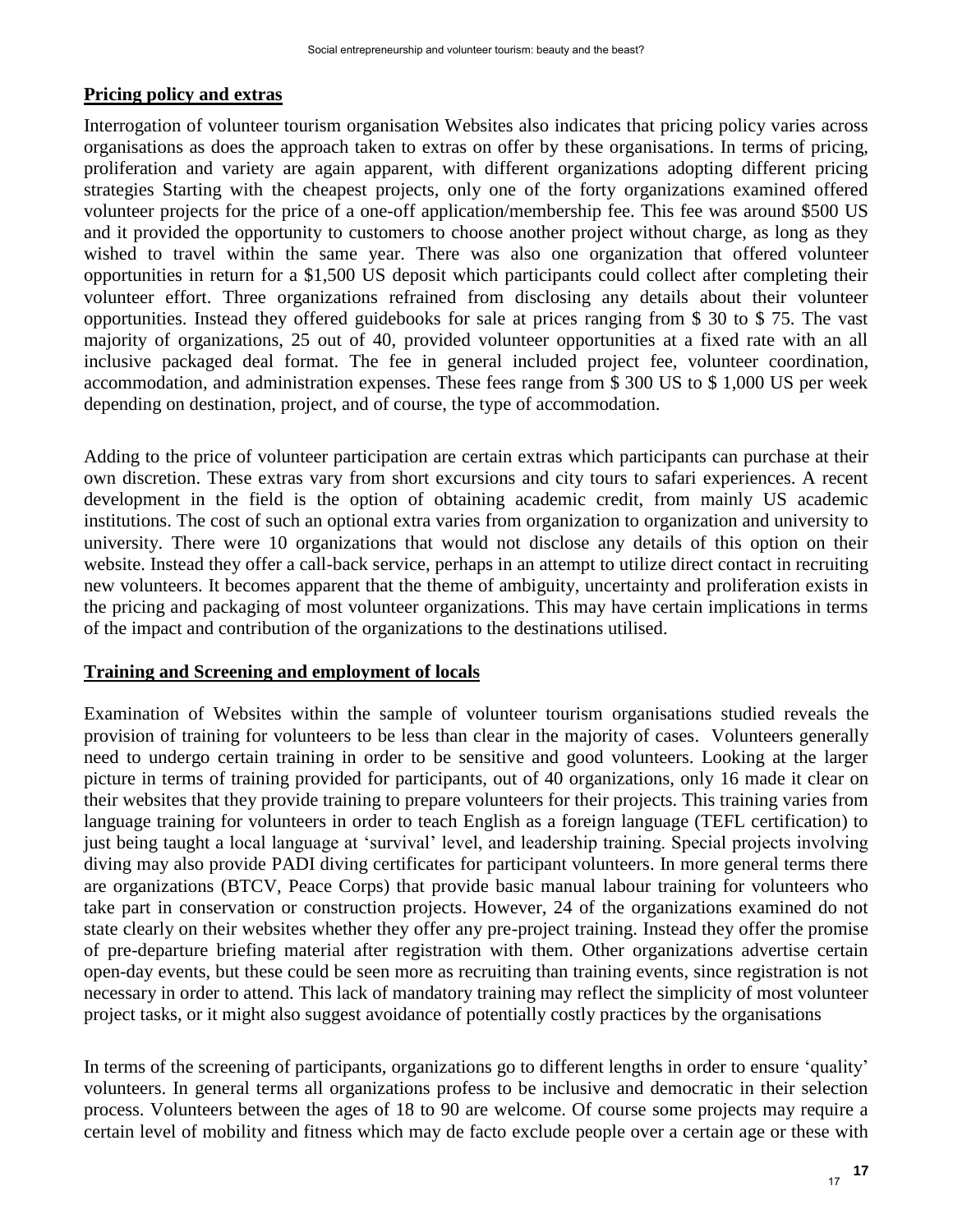## Pricing policy and extras

Interrogation of volunteer tourism organisation Websites also indicates that pricing policy varies across organisations as does the approach taken to extras on offer by these organisations. In terms of pricing, proliferation and variety are again apparent, with different organizations adopting different pricing strategies Starting with the cheapest projects, only one of the forty organizations examined offered volunteer projects for the price of a one-off application/membership fee. This fee was around $500 US and it provided the opportunity to customers to choose another project without charge, as long as they wished to travel within the same year. There was also one organization that offered volunteer opportunities in return for a $1,500 US deposit which participants could collect after completing their volunteer effort. Three organizations refrained from disclosing any details about their volunteer opportunities. Instead they offered guidebooks for sale at prices ranging from $ 30 to $ 75. The vast majority of organizations, 25 out of 40, provided volunteer opportunities at a fixed rate with an all inclusive packaged deal format. The fee in general included project fee, volunteer coordination, accommodation, and administration expenses. These fees range from $ 300 US to $ 1,000 US per week depending on destination, project, and of course, the type of accommodation.

Adding to the price of volunteer participation are certain extras which participants can purchase at their own discretion. These extras vary from short excursions and city tours to safari experiences. A recent development in the field is the option of obtaining academic credit, from mainly US academic institutions. The cost of such an optional extra varies from organization to organization and university to university. There were 10 organizations that would not disclose any details of this option on their website. Instead they offer a call-back service, perhaps in an attempt to utilize direct contact in recruiting new volunteers. It becomes apparent that the theme of ambiguity, uncertainty and proliferation exists in the pricing and packaging of most volunteer organizations. This may have certain implications in terms of the impact and contribution of the organizations to the destinations utilised.

## Training and Screening and employment of locals

Examination of Websites within the sample of volunteer tourism organisations studied reveals the provision of training for volunteers to be less than clear in the majority of cases. Volunteers generally need to undergo certain training in order to be sensitive and good volunteers. Looking at the larger picture in terms of training provided for participants, out of 40 organizations, only 16 made it clear on their websites that they provide training to prepare volunteers for their projects. This training varies from language training for volunteers in order to teach English as a foreign language (TEFL certification) to just being taught a local language at 'survival' level, and leadership training. Special projects involving diving may also provide PADI diving certificates for participant volunteers. In more general terms there are organizations (BTCV, Peace Corps) that provide basic manual labour training for volunteers who take part in conservation or construction projects. However, 24 of the organizations examined do not state clearly on their websites whether they offer any pre-project training. Instead they offer the promise of pre-departure briefing material after registration with them. Other organizations advertise certain open-day events, but these could be seen more as recruiting than training events, since registration is not necessary in order to attend. This lack of mandatory training may reflect the simplicity of most volunteer project tasks, or it might also suggest avoidance of potentially costly practices by the organisations

In terms of the screening of participants, organizations go to different lengths in order to ensure 'quality' volunteers. In general terms all organizations profess to be inclusive and democratic in their selection process. Volunteers between the ages of 18 to 90 are welcome. Of course some projects may require a certain level of mobility and fitness which may de facto exclude people over a certain age or these with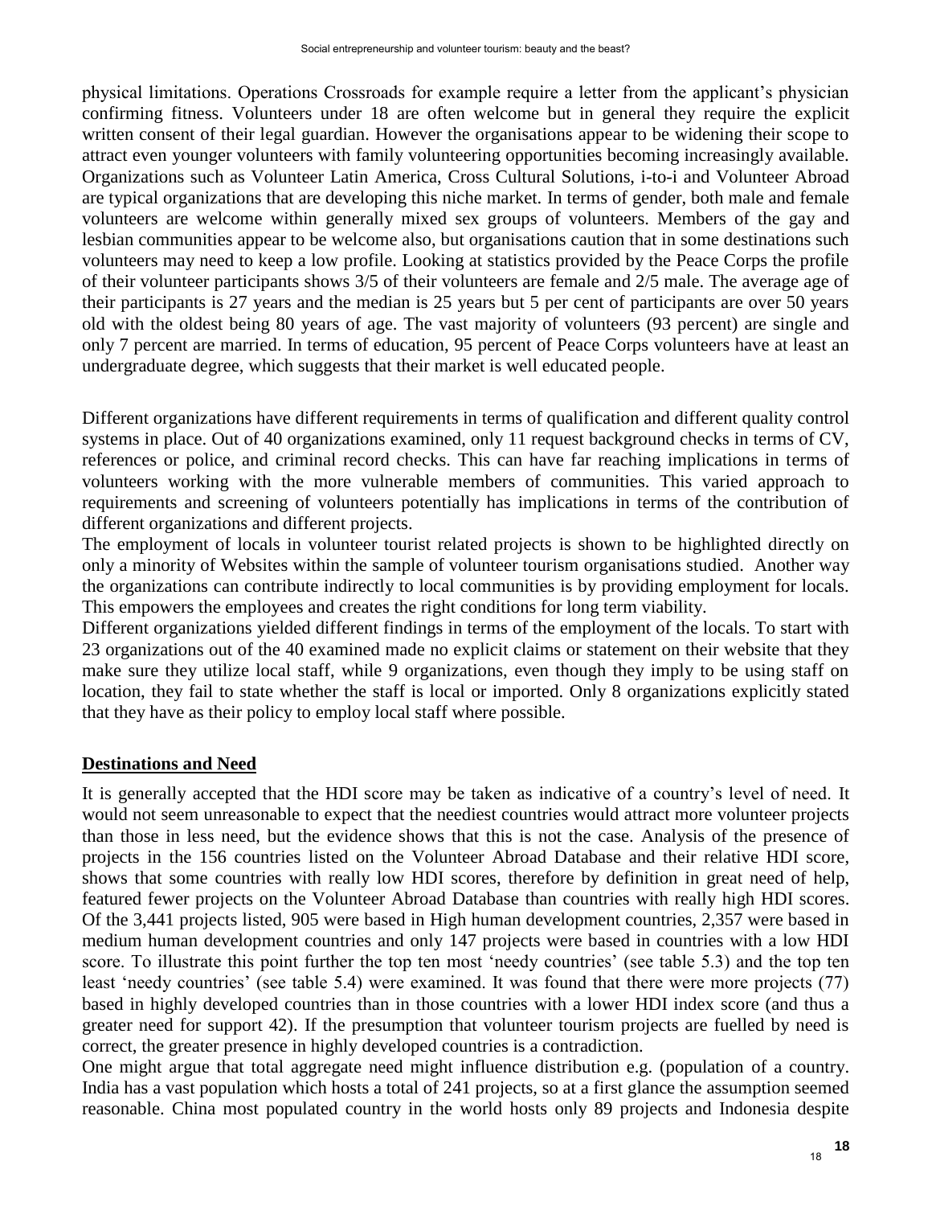physical limitations. Operations Crossroads for example require a letter from the applicant's physician confirming fitness. Volunteers under 18 are often welcome but in general they require the explicit written consent of their legal guardian. However the organisations appear to be widening their scope to attract even younger volunteers with family volunteering opportunities becoming increasingly available. Organizations such as Volunteer Latin America, Cross Cultural Solutions, i-to-i and Volunteer Abroad are typical organizations that are developing this niche market. In terms of gender, both male and female volunteers are welcome within generally mixed sex groups of volunteers. Members of the gay and lesbian communities appear to be welcome also, but organisations caution that in some destinations such volunteers may need to keep a low profile. Looking at statistics provided by the Peace Corps the profile of their volunteer participants shows 3/5 of their volunteers are female and 2/5 male. The average age of their participants is 27 years and the median is 25 years but 5 per cent of participants are over 50 years old with the oldest being 80 years of age. The vast majority of volunteers (93 percent) are single and only 7 percent are married. In terms of education, 95 percent of Peace Corps volunteers have at least an undergraduate degree, which suggests that their market is well educated people.

Different organizations have different requirements in terms of qualification and different quality control systems in place. Out of 40 organizations examined, only 11 request background checks in terms of CV, references or police, and criminal record checks. This can have far reaching implications in terms of volunteers working with the more vulnerable members of communities. This varied approach to requirements and screening of volunteers potentially has implications in terms of the contribution of different organizations and different projects.

The employment of locals in volunteer tourist related projects is shown to be highlighted directly on only a minority of Websites within the sample of volunteer tourism organisations studied. Another way the organizations can contribute indirectly to local communities is by providing employment for locals. This empowers the employees and creates the right conditions for long term viability.

Different organizations yielded different findings in terms of the employment of the locals. To start with 23 organizations out of the 40 examined made no explicit claims or statement on their website that they make sure they utilize local staff, while 9 organizations, even though they imply to be using staff on location, they fail to state whether the staff is local or imported. Only 8 organizations explicitly stated that they have as their policy to employ local staff where possible.

## Destinations and Need

It is generally accepted that the HDI score may be taken as indicative of a country's level of need. It would not seem unreasonable to expect that the neediest countries would attract more volunteer projects than those in less need, but the evidence shows that this is not the case. Analysis of the presence of projects in the 156 countries listed on the Volunteer Abroad Database and their relative HDI score, shows that some countries with really low HDI scores, therefore by definition in great need of help, featured fewer projects on the Volunteer Abroad Database than countries with really high HDI scores. Of the 3,441 projects listed, 905 were based in High human development countries, 2,357 were based in medium human development countries and only 147 projects were based in countries with a low HDI score. To illustrate this point further the top ten most 'needy countries' (see table 5.3) and the top ten least 'needy countries' (see table 5.4) were examined. It was found that there were more projects (77) based in highly developed countries than in those countries with a lower HDI index score (and thus a greater need for support 42). If the presumption that volunteer tourism projects are fuelled by need is correct, the greater presence in highly developed countries is a contradiction.

One might argue that total aggregate need might influence distribution e.g. (population of a country. India has a vast population which hosts a total of 241 projects, so at a first glance the assumption seemed reasonable. China most populated country in the world hosts only 89 projects and Indonesia despite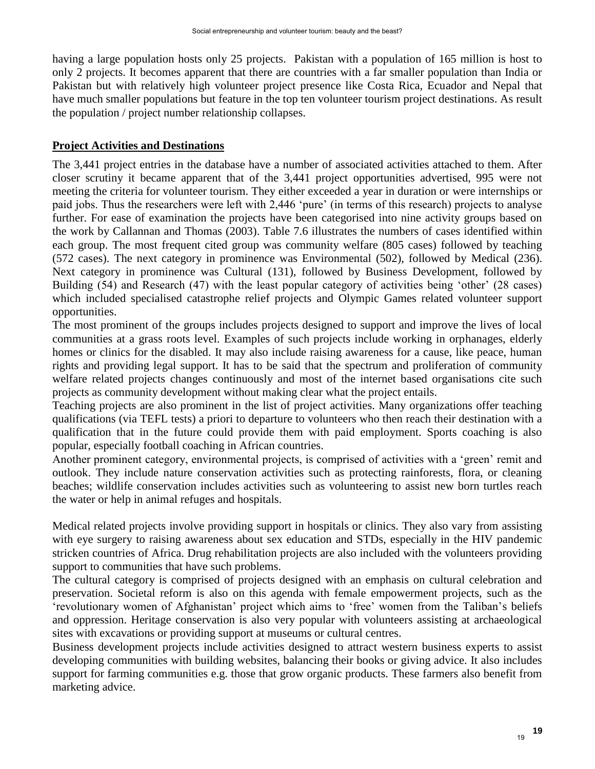having a large population hosts only 25 projects. Pakistan with a population of 165 million is host to only 2 projects. It becomes apparent that there are countries with a far smaller population than India or Pakistan but with relatively high volunteer project presence like Costa Rica, Ecuador and Nepal that have much smaller populations but feature in the top ten volunteer tourism project destinations. As result the population / project number relationship collapses.

## Project Activities and Destinations

The 3,441 project entries in the database have a number of associated activities attached to them. After closer scrutiny it became apparent that of the 3,441 project opportunities advertised, 995 were not meeting the criteria for volunteer tourism. They either exceeded a year in duration or were internships or paid jobs. Thus the researchers were left with 2,446 'pure' (in terms of this research) projects to analyse further. For ease of examination the projects have been categorised into nine activity groups based on the work by Callannan and Thomas (2003). Table 7.6 illustrates the numbers of cases identified within each group. The most frequent cited group was community welfare (805 cases) followed by teaching (572 cases). The next category in prominence was Environmental (502), followed by Medical (236). Next category in prominence was Cultural (131), followed by Business Development, followed by Building (54) and Research (47) with the least popular category of activities being 'other' (28 cases) which included specialised catastrophe relief projects and Olympic Games related volunteer support opportunities.

The most prominent of the groups includes projects designed to support and improve the lives of local communities at a grass roots level. Examples of such projects include working in orphanages, elderly homes or clinics for the disabled. It may also include raising awareness for a cause, like peace, human rights and providing legal support. It has to be said that the spectrum and proliferation of community welfare related projects changes continuously and most of the internet based organisations cite such projects as community development without making clear what the project entails.

Teaching projects are also prominent in the list of project activities. Many organizations offer teaching qualifications (via TEFL tests) a priori to departure to volunteers who then reach their destination with a qualification that in the future could provide them with paid employment. Sports coaching is also popular, especially football coaching in African countries.

Another prominent category, environmental projects, is comprised of activities with a 'green' remit and outlook. They include nature conservation activities such as protecting rainforests, flora, or cleaning beaches; wildlife conservation includes activities such as volunteering to assist new born turtles reach the water or help in animal refuges and hospitals.

Medical related projects involve providing support in hospitals or clinics. They also vary from assisting with eye surgery to raising awareness about sex education and STDs, especially in the HIV pandemic stricken countries of Africa. Drug rehabilitation projects are also included with the volunteers providing support to communities that have such problems.

The cultural category is comprised of projects designed with an emphasis on cultural celebration and preservation. Societal reform is also on this agenda with female empowerment projects, such as the 'revolutionary women of Afghanistan' project which aims to 'free' women from the Taliban's beliefs and oppression. Heritage conservation is also very popular with volunteers assisting at archaeological sites with excavations or providing support at museums or cultural centres.

Business development projects include activities designed to attract western business experts to assist developing communities with building websites, balancing their books or giving advice. It also includes support for farming communities e.g. those that grow organic products. These farmers also benefit from marketing advice.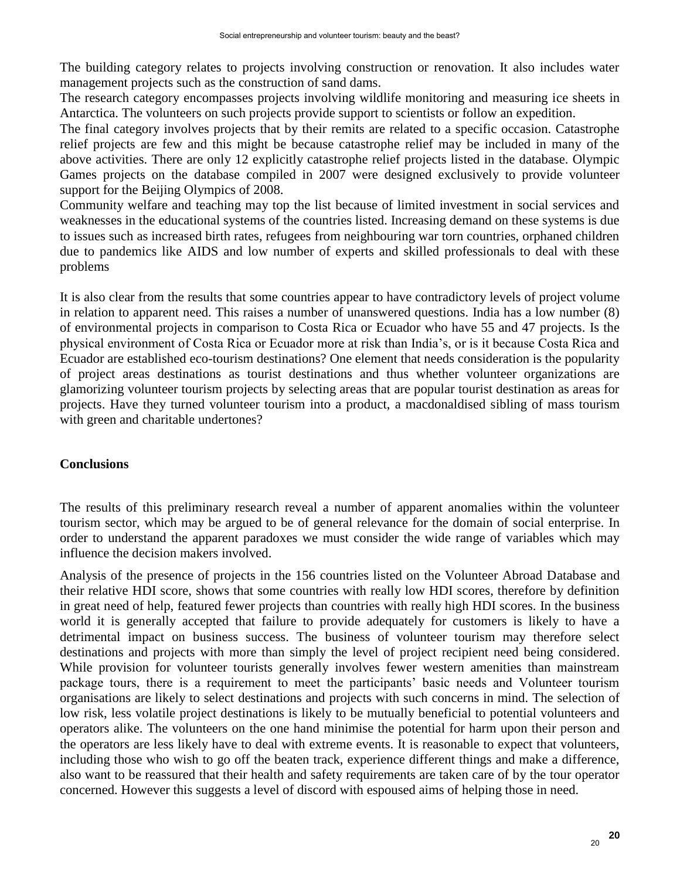The building category relates to projects involving construction or renovation. It also includes water management projects such as the construction of sand dams.

The research category encompasses projects involving wildlife monitoring and measuring ice sheets in Antarctica. The volunteers on such projects provide support to scientists or follow an expedition.

The final category involves projects that by their remits are related to a specific occasion. Catastrophe relief projects are few and this might be because catastrophe relief may be included in many of the above activities. There are only 12 explicitly catastrophe relief projects listed in the database. Olympic Games projects on the database compiled in 2007 were designed exclusively to provide volunteer support for the Beijing Olympics of 2008.

Community welfare and teaching may top the list because of limited investment in social services and weaknesses in the educational systems of the countries listed. Increasing demand on these systems is due to issues such as increased birth rates, refugees from neighbouring war torn countries, orphaned children due to pandemics like AIDS and low number of experts and skilled professionals to deal with these problems

It is also clear from the results that some countries appear to have contradictory levels of project volume in relation to apparent need. This raises a number of unanswered questions. India has a low number (8) of environmental projects in comparison to Costa Rica or Ecuador who have 55 and 47 projects. Is the physical environment of Costa Rica or Ecuador more at risk than India's, or is it because Costa Rica and Ecuador are established eco-tourism destinations? One element that needs consideration is the popularity of project areas destinations as tourist destinations and thus whether volunteer organizations are glamorizing volunteer tourism projects by selecting areas that are popular tourist destination as areas for projects. Have they turned volunteer tourism into a product, a macdonaldised sibling of mass tourism with green and charitable undertones?

## Conclusions

The results of this preliminary research reveal a number of apparent anomalies within the volunteer tourism sector, which may be argued to be of general relevance for the domain of social enterprise. In order to understand the apparent paradoxes we must consider the wide range of variables which may influence the decision makers involved.

Analysis of the presence of projects in the 156 countries listed on the Volunteer Abroad Database and their relative HDI score, shows that some countries with really low HDI scores, therefore by definition in great need of help, featured fewer projects than countries with really high HDI scores. In the business world it is generally accepted that failure to provide adequately for customers is likely to have a detrimental impact on business success. The business of volunteer tourism may therefore select destinations and projects with more than simply the level of project recipient need being considered. While provision for volunteer tourists generally involves fewer western amenities than mainstream package tours, there is a requirement to meet the participants' basic needs and Volunteer tourism organisations are likely to select destinations and projects with such concerns in mind. The selection of low risk, less volatile project destinations is likely to be mutually beneficial to potential volunteers and operators alike. The volunteers on the one hand minimise the potential for harm upon their person and the operators are less likely have to deal with extreme events. It is reasonable to expect that volunteers, including those who wish to go off the beaten track, experience different things and make a difference, also want to be reassured that their health and safety requirements are taken care of by the tour operator concerned. However this suggests a level of discord with espoused aims of helping those in need.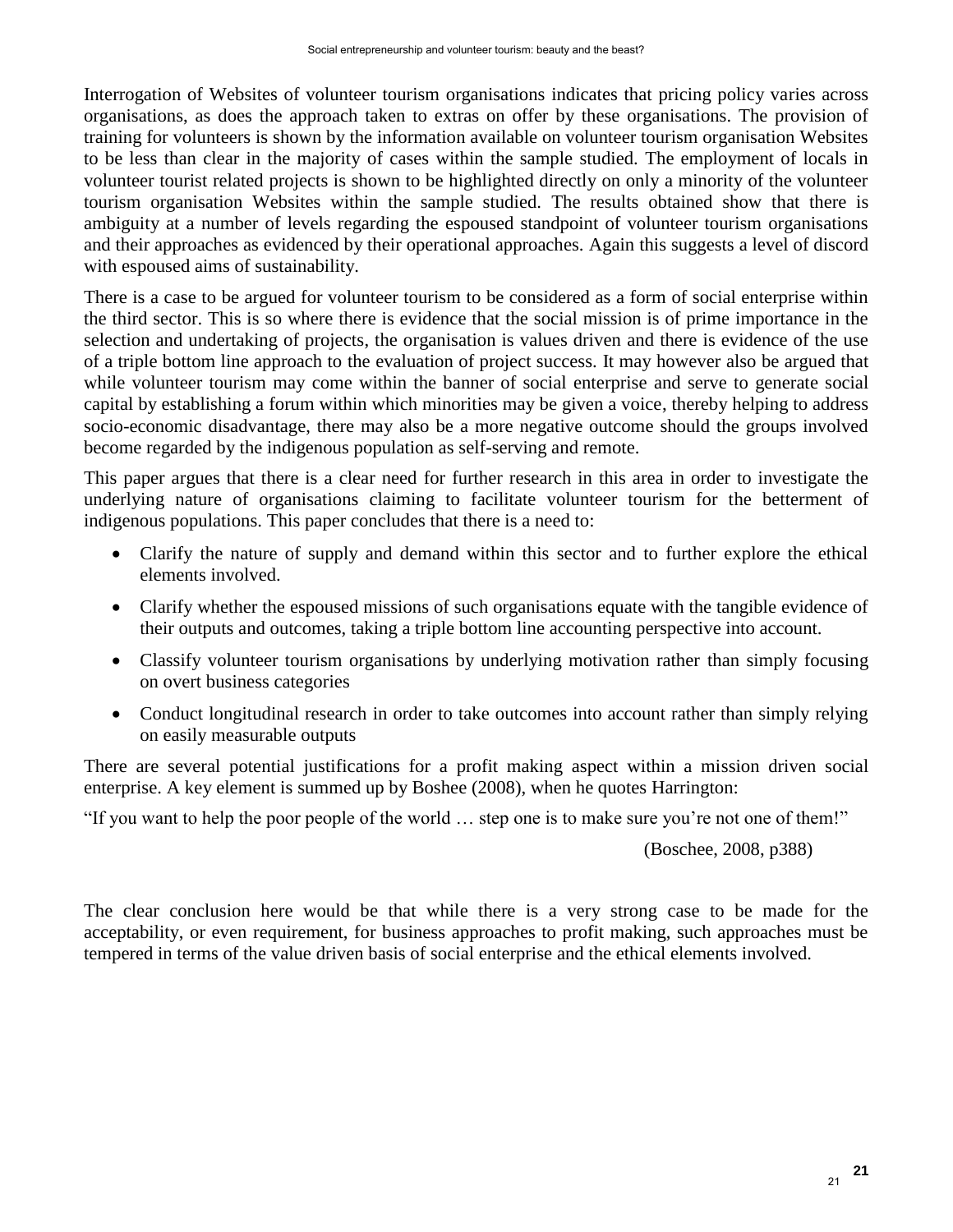Interrogation of Websites of volunteer tourism organisations indicates that pricing policy varies across organisations, as does the approach taken to extras on offer by these organisations. The provision of training for volunteers is shown by the information available on volunteer tourism organisation Websites to be less than clear in the majority of cases within the sample studied. The employment of locals in volunteer tourist related projects is shown to be highlighted directly on only a minority of the volunteer tourism organisation Websites within the sample studied. The results obtained show that there is ambiguity at a number of levels regarding the espoused standpoint of volunteer tourism organisations and their approaches as evidenced by their operational approaches. Again this suggests a level of discord with espoused aims of sustainability.

There is a case to be argued for volunteer tourism to be considered as a form of social enterprise within the third sector. This is so where there is evidence that the social mission is of prime importance in the selection and undertaking of projects, the organisation is values driven and there is evidence of the use of a triple bottom line approach to the evaluation of project success. It may however also be argued that while volunteer tourism may come within the banner of social enterprise and serve to generate social capital by establishing a forum within which minorities may be given a voice, thereby helping to address socio-economic disadvantage, there may also be a more negative outcome should the groups involved become regarded by the indigenous population as self-serving and remote.

This paper argues that there is a clear need for further research in this area in order to investigate the underlying nature of organisations claiming to facilitate volunteer tourism for the betterment of indigenous populations. This paper concludes that there is a need to:

- Clarify the nature of supply and demand within this sector and to further explore the ethical elements involved.
- Clarify whether the espoused missions of such organisations equate with the tangible evidence of their outputs and outcomes, taking a triple bottom line accounting perspective into account.
- Classify volunteer tourism organisations by underlying motivation rather than simply focusing on overt business categories
- Conduct longitudinal research in order to take outcomes into account rather than simply relying on easily measurable outputs

There are several potential justifications for a profit making aspect within a mission driven social enterprise. A key element is summed up by Boshee (2008), when he quotes Harrington:

"If you want to help the poor people of the world … step one is to make sure you're not one of them!"

(Boschee, 2008, p388)

The clear conclusion here would be that while there is a very strong case to be made for the acceptability, or even requirement, for business approaches to profit making, such approaches must be tempered in terms of the value driven basis of social enterprise and the ethical elements involved.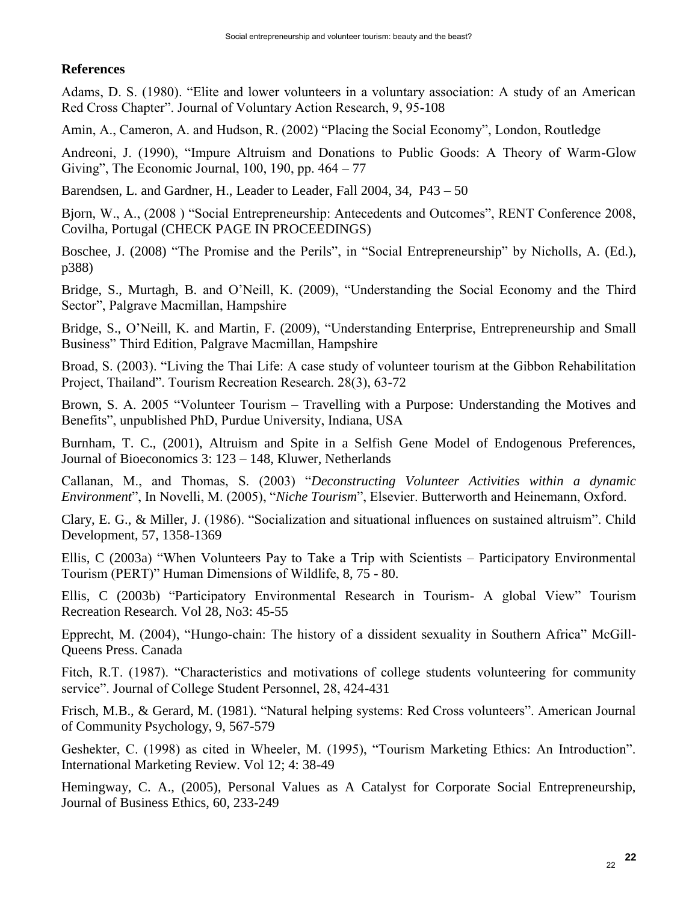## References

Adams, D. S. (1980). "Elite and lower volunteers in a voluntary association: A study of an American Red Cross Chapter". Journal of Voluntary Action Research, 9, 95-108

Amin, A., Cameron, A. and Hudson, R. (2002) "Placing the Social Economy", London, Routledge

Andreoni, J. (1990), "Impure Altruism and Donations to Public Goods: A Theory of Warm-Glow Giving", The Economic Journal, 100, 190, pp. 464 – 77

Barendsen, L. and Gardner, H., Leader to Leader, Fall 2004, 34, P43 – 50

Bjorn, W., A., (2008 ) "Social Entrepreneurship: Antecedents and Outcomes", RENT Conference 2008, Covilha, Portugal (CHECK PAGE IN PROCEEDINGS)

Boschee, J. (2008) "The Promise and the Perils", in "Social Entrepreneurship" by Nicholls, A. (Ed.), p388)

Bridge, S., Murtagh, B. and O'Neill, K. (2009), "Understanding the Social Economy and the Third Sector", Palgrave Macmillan, Hampshire

Bridge, S., O'Neill, K. and Martin, F. (2009), "Understanding Enterprise, Entrepreneurship and Small Business" Third Edition, Palgrave Macmillan, Hampshire

Broad, S. (2003). "Living the Thai Life: A case study of volunteer tourism at the Gibbon Rehabilitation Project, Thailand". Tourism Recreation Research. 28(3), 63-72

Brown, S. A. 2005 "Volunteer Tourism – Travelling with a Purpose: Understanding the Motives and Benefits", unpublished PhD, Purdue University, Indiana, USA

Burnham, T. C., (2001), Altruism and Spite in a Selfish Gene Model of Endogenous Preferences, Journal of Bioeconomics 3: 123 – 148, Kluwer, Netherlands

Callanan, M., and Thomas, S. (2003) "*Deconstructing Volunteer Activities within a dynamic Environment*", In Novelli, M. (2005), "*Niche Tourism*", Elsevier. Butterworth and Heinemann, Oxford.

Clary, E. G., & Miller, J. (1986). "Socialization and situational influences on sustained altruism". Child Development, 57, 1358-1369

Ellis, C (2003a) "When Volunteers Pay to Take a Trip with Scientists – Participatory Environmental Tourism (PERT)" Human Dimensions of Wildlife, 8, 75 - 80.

Ellis, C (2003b) "Participatory Environmental Research in Tourism- A global View" Tourism Recreation Research. Vol 28, No3: 45-55

Epprecht, M. (2004), "Hungo-chain: The history of a dissident sexuality in Southern Africa" McGill-Queens Press. Canada

Fitch, R.T. (1987). "Characteristics and motivations of college students volunteering for community service". Journal of College Student Personnel, 28, 424-431

Frisch, M.B., & Gerard, M. (1981). "Natural helping systems: Red Cross volunteers". American Journal of Community Psychology, 9, 567-579

Geshekter, C. (1998) as cited in Wheeler, M. (1995), "Tourism Marketing Ethics: An Introduction". International Marketing Review. Vol 12; 4: 38-49

Hemingway, C. A., (2005), Personal Values as A Catalyst for Corporate Social Entrepreneurship, Journal of Business Ethics, 60, 233-249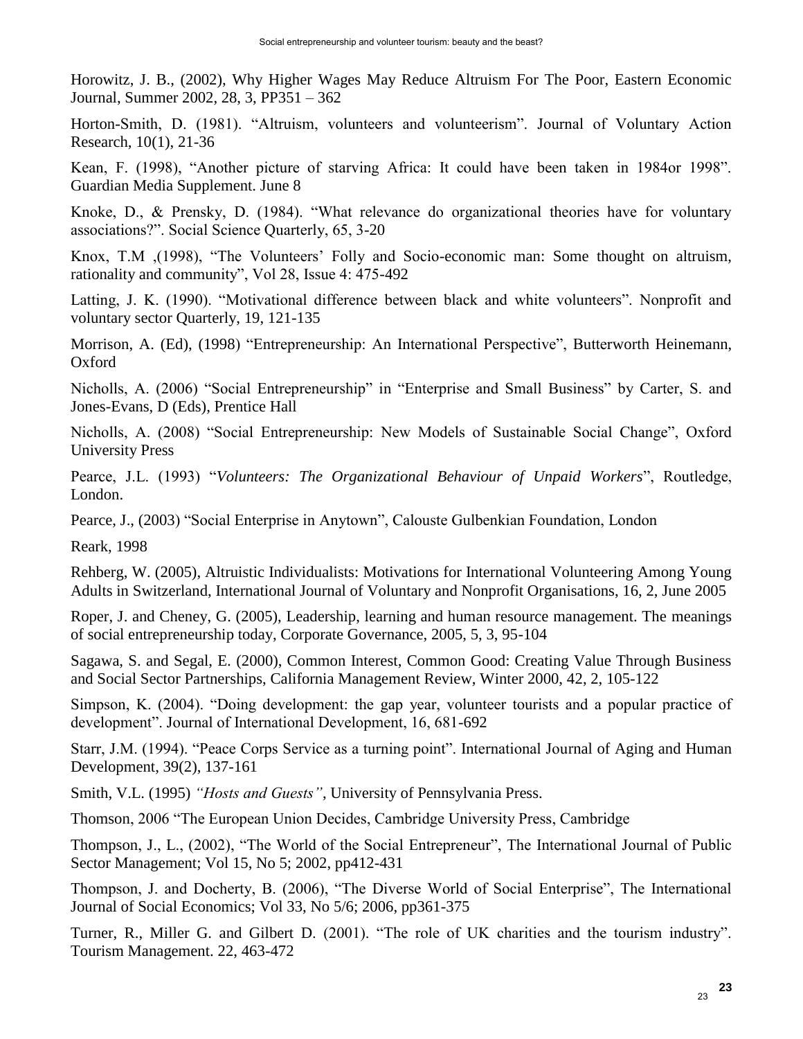Horowitz, J. B., (2002), Why Higher Wages May Reduce Altruism For The Poor, Eastern Economic Journal, Summer 2002, 28, 3, PP351 – 362

Horton-Smith, D. (1981). "Altruism, volunteers and volunteerism". Journal of Voluntary Action Research, 10(1), 21-36

Kean, F. (1998), "Another picture of starving Africa: It could have been taken in 1984or 1998". Guardian Media Supplement. June 8

Knoke, D., & Prensky, D. (1984). "What relevance do organizational theories have for voluntary associations?". Social Science Quarterly, 65, 3-20

Knox, T.M ,(1998), "The Volunteers' Folly and Socio-economic man: Some thought on altruism, rationality and community", Vol 28, Issue 4: 475-492

Latting, J. K. (1990). "Motivational difference between black and white volunteers". Nonprofit and voluntary sector Quarterly, 19, 121-135

Morrison, A. (Ed), (1998) "Entrepreneurship: An International Perspective", Butterworth Heinemann, Oxford

Nicholls, A. (2006) "Social Entrepreneurship" in "Enterprise and Small Business" by Carter, S. and Jones-Evans, D (Eds), Prentice Hall

Nicholls, A. (2008) "Social Entrepreneurship: New Models of Sustainable Social Change", Oxford University Press

Pearce, J.L. (1993) "*Volunteers: The Organizational Behaviour of Unpaid Workers*", Routledge, London.

Pearce, J., (2003) "Social Enterprise in Anytown", Calouste Gulbenkian Foundation, London

Reark, 1998

Rehberg, W. (2005), Altruistic Individualists: Motivations for International Volunteering Among Young Adults in Switzerland, International Journal of Voluntary and Nonprofit Organisations, 16, 2, June 2005

Roper, J. and Cheney, G. (2005), Leadership, learning and human resource management. The meanings of social entrepreneurship today, Corporate Governance, 2005, 5, 3, 95-104

Sagawa, S. and Segal, E. (2000), Common Interest, Common Good: Creating Value Through Business and Social Sector Partnerships, California Management Review, Winter 2000, 42, 2, 105-122

Simpson, K. (2004). "Doing development: the gap year, volunteer tourists and a popular practice of development". Journal of International Development, 16, 681-692

Starr, J.M. (1994). "Peace Corps Service as a turning point". International Journal of Aging and Human Development, 39(2), 137-161

Smith, V.L. (1995) *"Hosts and Guests"*, University of Pennsylvania Press.

Thomson, 2006 "The European Union Decides, Cambridge University Press, Cambridge

Thompson, J., L., (2002), "The World of the Social Entrepreneur", The International Journal of Public Sector Management; Vol 15, No 5; 2002, pp412-431

Thompson, J. and Docherty, B. (2006), "The Diverse World of Social Enterprise", The International Journal of Social Economics; Vol 33, No 5/6; 2006, pp361-375

Turner, R., Miller G. and Gilbert D. (2001). "The role of UK charities and the tourism industry". Tourism Management. 22, 463-472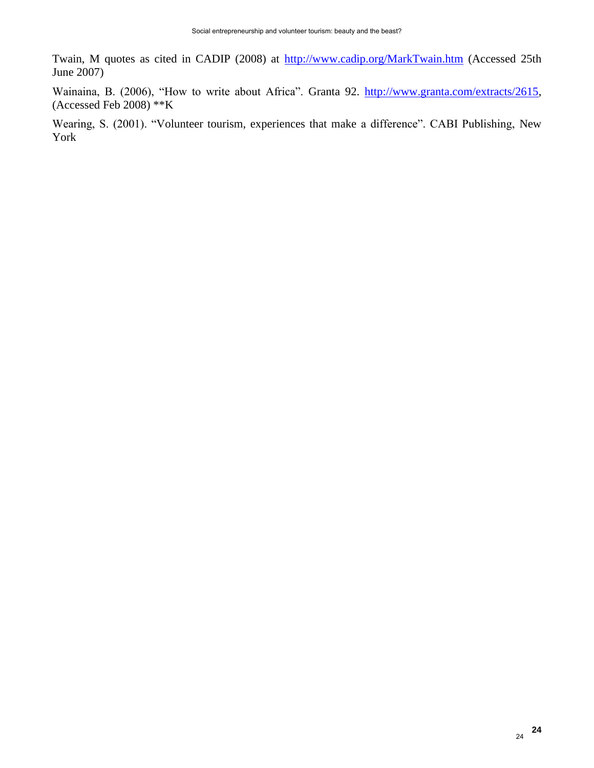Twain, M quotes as cited in CADIP (2008) at http://www.cadip.org/MarkTwain.htm (Accessed 25th June 2007)

Wainaina, B. (2006), "How to write about Africa". Granta 92. http://www.granta.com/extracts/2615, (Accessed Feb 2008) **K

Wearing, S. (2001). "Volunteer tourism, experiences that make a difference". CABI Publishing, New York